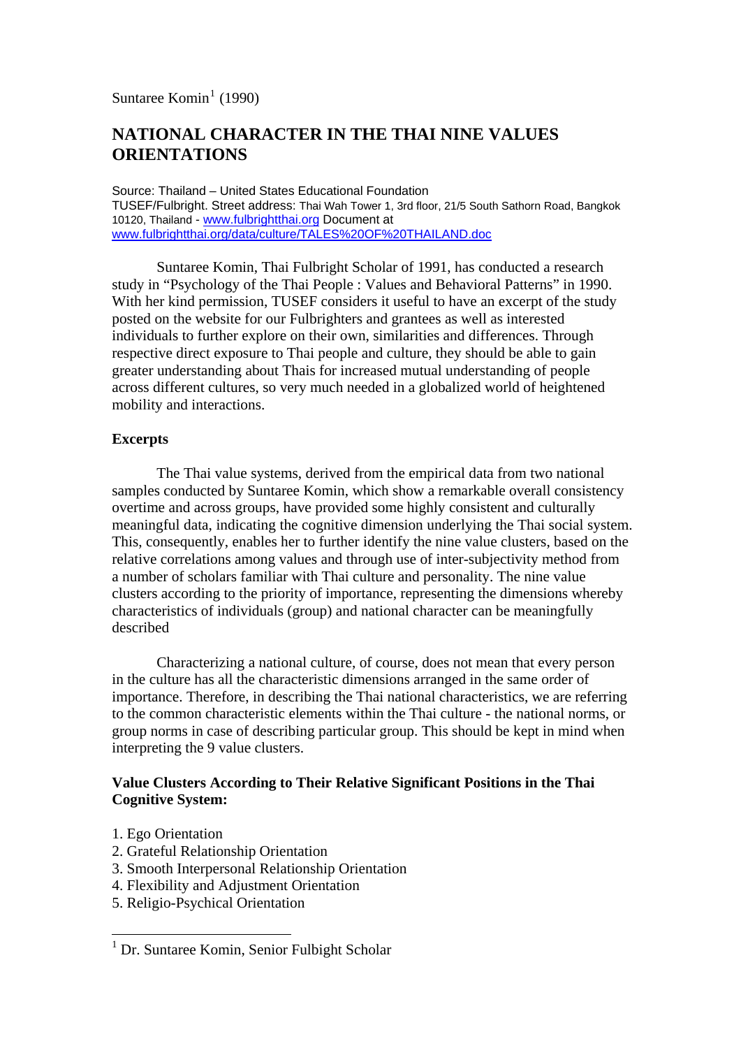Suntaree Komin[1] (1990)

# NATIONAL CHARACTER IN THE THAI NINE VALUES ORIENTATIONS

Source: Thailand – United States Educational Foundation
TUSEF/Fulbright. Street address: Thai Wah Tower 1, 3rd floor, 21/5 South Sathorn Road, Bangkok 10120, Thailand - www.fulbrightthai.org Document at www.fulbrightthai.org/data/culture/TALES%20OF%20THAILAND.doc

Suntaree Komin, Thai Fulbright Scholar of 1991, has conducted a research study in "Psychology of the Thai People : Values and Behavioral Patterns" in 1990. With her kind permission, TUSEF considers it useful to have an excerpt of the study posted on the website for our Fulbrighters and grantees as well as interested individuals to further explore on their own, similarities and differences. Through respective direct exposure to Thai people and culture, they should be able to gain greater understanding about Thais for increased mutual understanding of people across different cultures, so very much needed in a globalized world of heightened mobility and interactions.

**Excerpts**

The Thai value systems, derived from the empirical data from two national samples conducted by Suntaree Komin, which show a remarkable overall consistency overtime and across groups, have provided some highly consistent and culturally meaningful data, indicating the cognitive dimension underlying the Thai social system. This, consequently, enables her to further identify the nine value clusters, based on the relative correlations among values and through use of inter-subjectivity method from a number of scholars familiar with Thai culture and personality. The nine value clusters according to the priority of importance, representing the dimensions whereby characteristics of individuals (group) and national character can be meaningfully described

Characterizing a national culture, of course, does not mean that every person in the culture has all the characteristic dimensions arranged in the same order of importance. Therefore, in describing the Thai national characteristics, we are referring to the common characteristic elements within the Thai culture - the national norms, or group norms in case of describing particular group. This should be kept in mind when interpreting the 9 value clusters.

**Value Clusters According to Their Relative Significant Positions in the Thai Cognitive System:**

1. Ego Orientation
2. Grateful Relationship Orientation
3. Smooth Interpersonal Relationship Orientation
4. Flexibility and Adjustment Orientation
5. Religio-Psychical Orientation

[1] Dr. Suntaree Komin, Senior Fulbight Scholar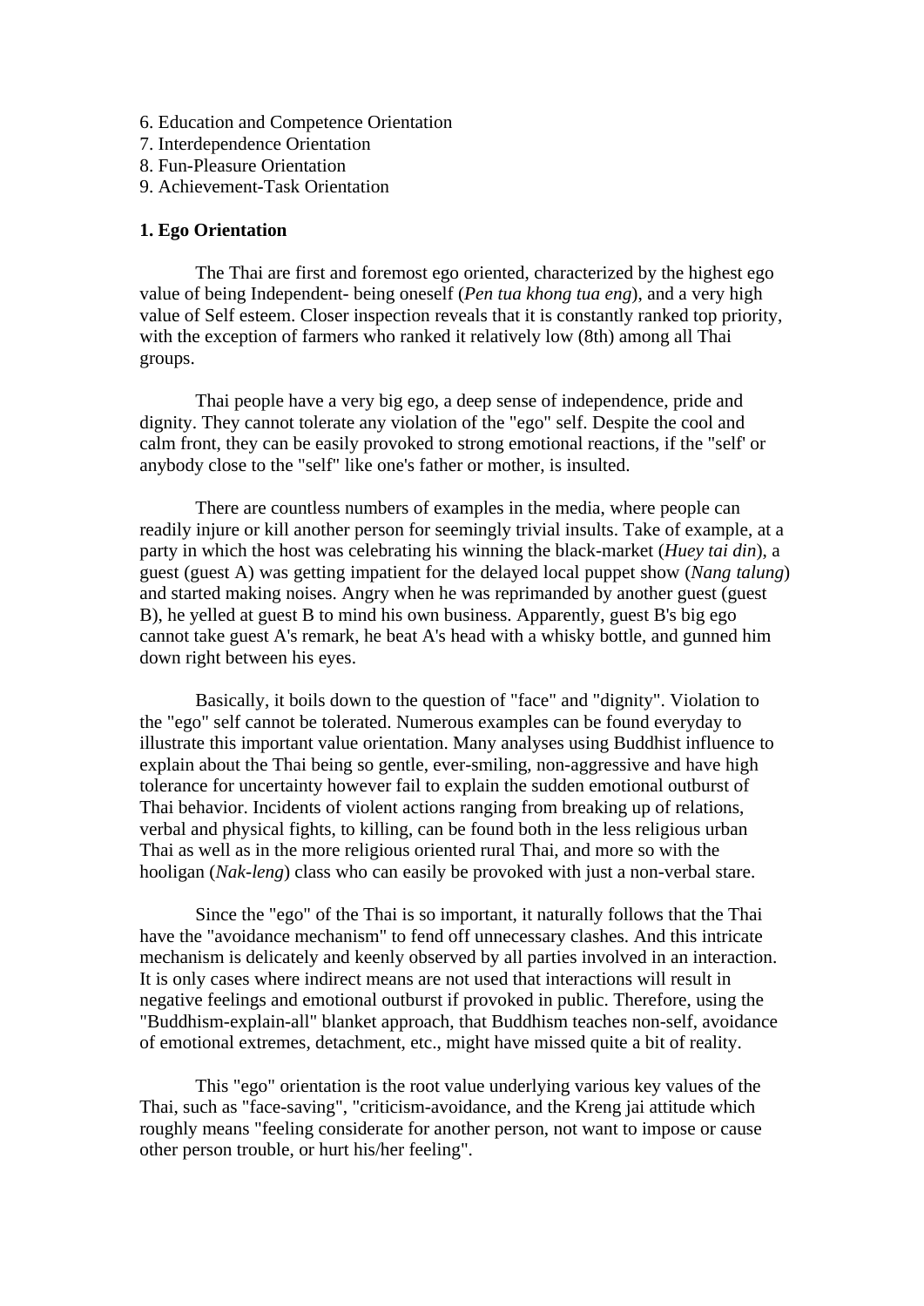6. Education and Competence Orientation
7. Interdependence Orientation
8. Fun-Pleasure Orientation
9. Achievement-Task Orientation

**1. Ego Orientation**

The Thai are first and foremost ego oriented, characterized by the highest ego value of being Independent- being oneself (*Pen tua khong tua eng*), and a very high value of Self esteem. Closer inspection reveals that it is constantly ranked top priority, with the exception of farmers who ranked it relatively low (8th) among all Thai groups.

Thai people have a very big ego, a deep sense of independence, pride and dignity. They cannot tolerate any violation of the "ego" self. Despite the cool and calm front, they can be easily provoked to strong emotional reactions, if the "self' or anybody close to the "self" like one's father or mother, is insulted.

There are countless numbers of examples in the media, where people can readily injure or kill another person for seemingly trivial insults. Take of example, at a party in which the host was celebrating his winning the black-market (*Huey tai din*), a guest (guest A) was getting impatient for the delayed local puppet show (*Nang talung*) and started making noises. Angry when he was reprimanded by another guest (guest B), he yelled at guest B to mind his own business. Apparently, guest B's big ego cannot take guest A's remark, he beat A's head with a whisky bottle, and gunned him down right between his eyes.

Basically, it boils down to the question of "face" and "dignity". Violation to the "ego" self cannot be tolerated. Numerous examples can be found everyday to illustrate this important value orientation. Many analyses using Buddhist influence to explain about the Thai being so gentle, ever-smiling, non-aggressive and have high tolerance for uncertainty however fail to explain the sudden emotional outburst of Thai behavior. Incidents of violent actions ranging from breaking up of relations, verbal and physical fights, to killing, can be found both in the less religious urban Thai as well as in the more religious oriented rural Thai, and more so with the hooligan (*Nak-leng*) class who can easily be provoked with just a non-verbal stare.

Since the "ego" of the Thai is so important, it naturally follows that the Thai have the "avoidance mechanism" to fend off unnecessary clashes. And this intricate mechanism is delicately and keenly observed by all parties involved in an interaction. It is only cases where indirect means are not used that interactions will result in negative feelings and emotional outburst if provoked in public. Therefore, using the "Buddhism-explain-all" blanket approach, that Buddhism teaches non-self, avoidance of emotional extremes, detachment, etc., might have missed quite a bit of reality.

This "ego" orientation is the root value underlying various key values of the Thai, such as "face-saving", "criticism-avoidance, and the Kreng jai attitude which roughly means "feeling considerate for another person, not want to impose or cause other person trouble, or hurt his/her feeling".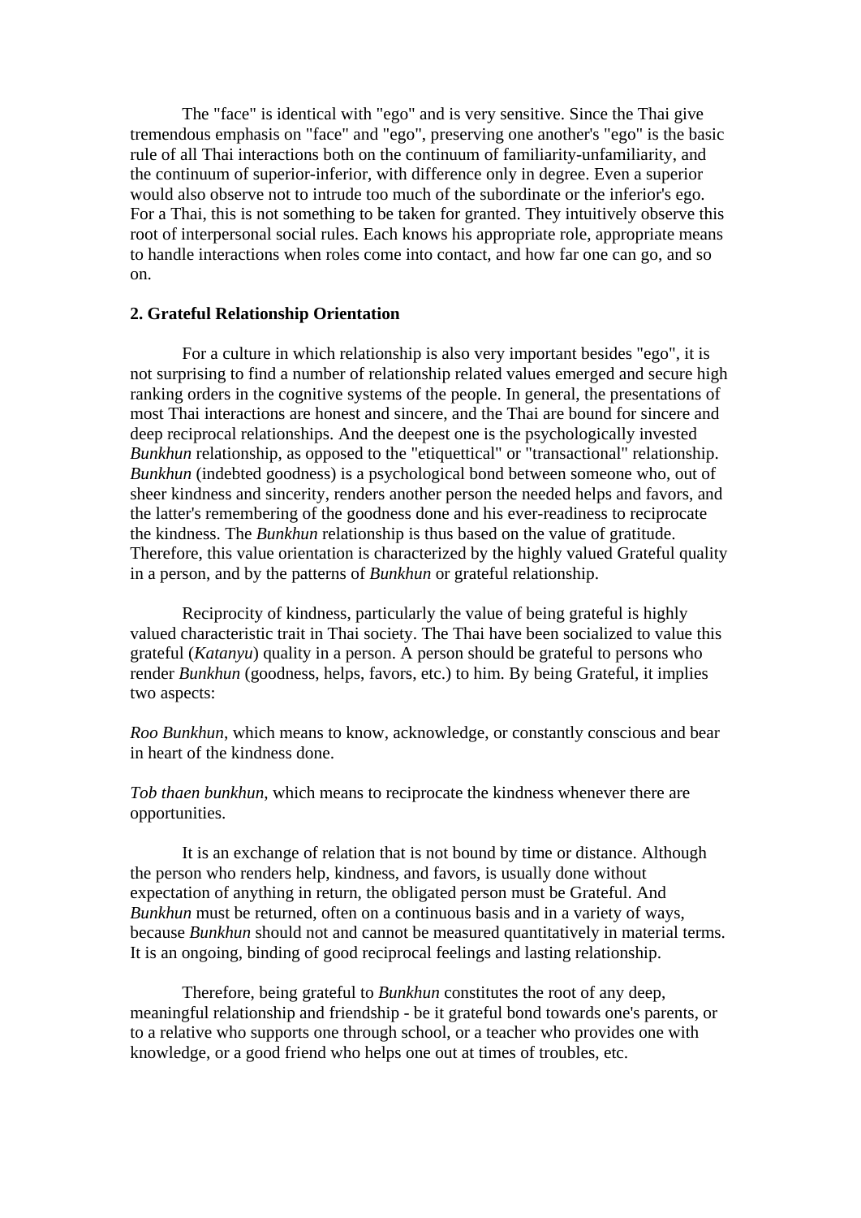The "face" is identical with "ego" and is very sensitive. Since the Thai give tremendous emphasis on "face" and "ego", preserving one another's "ego" is the basic rule of all Thai interactions both on the continuum of familiarity-unfamiliarity, and the continuum of superior-inferior, with difference only in degree. Even a superior would also observe not to intrude too much of the subordinate or the inferior's ego. For a Thai, this is not something to be taken for granted. They intuitively observe this root of interpersonal social rules. Each knows his appropriate role, appropriate means to handle interactions when roles come into contact, and how far one can go, and so on.

**2. Grateful Relationship Orientation**

For a culture in which relationship is also very important besides "ego", it is not surprising to find a number of relationship related values emerged and secure high ranking orders in the cognitive systems of the people. In general, the presentations of most Thai interactions are honest and sincere, and the Thai are bound for sincere and deep reciprocal relationships. And the deepest one is the psychologically invested *Bunkhun* relationship, as opposed to the "etiquettical" or "transactional" relationship. *Bunkhun* (indebted goodness) is a psychological bond between someone who, out of sheer kindness and sincerity, renders another person the needed helps and favors, and the latter's remembering of the goodness done and his ever-readiness to reciprocate the kindness. The *Bunkhun* relationship is thus based on the value of gratitude. Therefore, this value orientation is characterized by the highly valued Grateful quality in a person, and by the patterns of *Bunkhun* or grateful relationship.

Reciprocity of kindness, particularly the value of being grateful is highly valued characteristic trait in Thai society. The Thai have been socialized to value this grateful (*Katanyu*) quality in a person. A person should be grateful to persons who render *Bunkhun* (goodness, helps, favors, etc.) to him. By being Grateful, it implies two aspects:

*Roo Bunkhun*, which means to know, acknowledge, or constantly conscious and bear in heart of the kindness done.

*Tob thaen bunkhun*, which means to reciprocate the kindness whenever there are opportunities.

It is an exchange of relation that is not bound by time or distance. Although the person who renders help, kindness, and favors, is usually done without expectation of anything in return, the obligated person must be Grateful. And *Bunkhun* must be returned, often on a continuous basis and in a variety of ways, because *Bunkhun* should not and cannot be measured quantitatively in material terms. It is an ongoing, binding of good reciprocal feelings and lasting relationship.

Therefore, being grateful to *Bunkhun* constitutes the root of any deep, meaningful relationship and friendship - be it grateful bond towards one's parents, or to a relative who supports one through school, or a teacher who provides one with knowledge, or a good friend who helps one out at times of troubles, etc.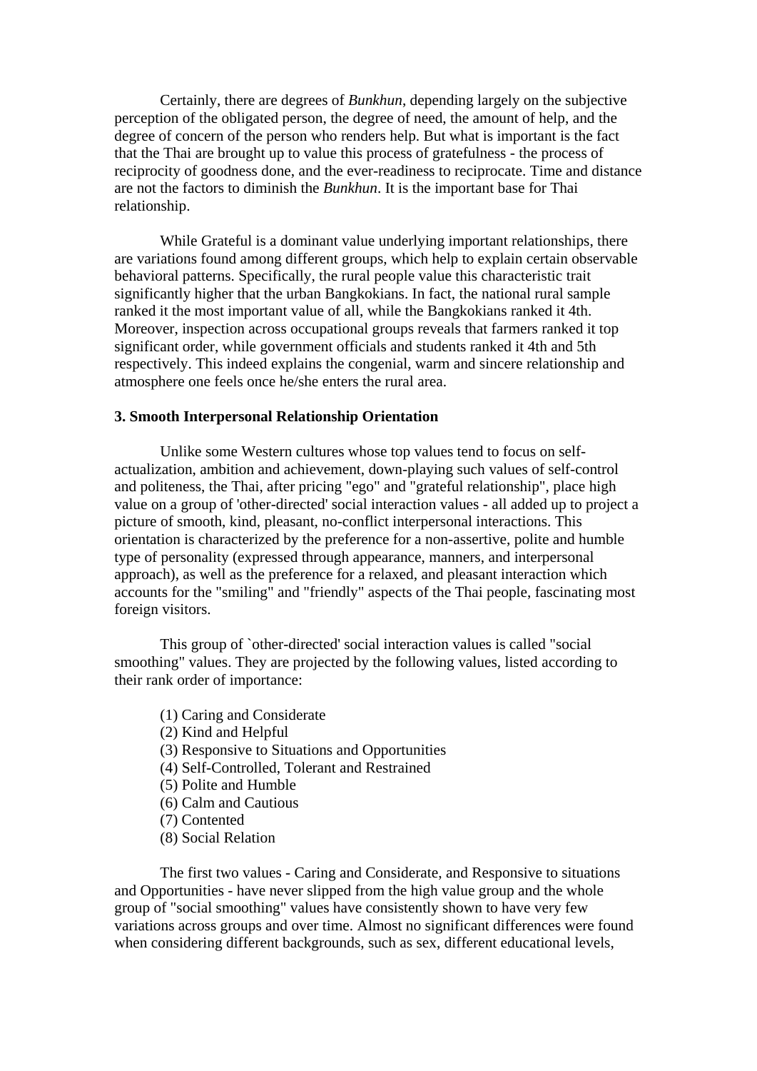Certainly, there are degrees of *Bunkhun*, depending largely on the subjective perception of the obligated person, the degree of need, the amount of help, and the degree of concern of the person who renders help. But what is important is the fact that the Thai are brought up to value this process of gratefulness - the process of reciprocity of goodness done, and the ever-readiness to reciprocate. Time and distance are not the factors to diminish the *Bunkhun*. It is the important base for Thai relationship.

While Grateful is a dominant value underlying important relationships, there are variations found among different groups, which help to explain certain observable behavioral patterns. Specifically, the rural people value this characteristic trait significantly higher that the urban Bangkokians. In fact, the national rural sample ranked it the most important value of all, while the Bangkokians ranked it 4th. Moreover, inspection across occupational groups reveals that farmers ranked it top significant order, while government officials and students ranked it 4th and 5th respectively. This indeed explains the congenial, warm and sincere relationship and atmosphere one feels once he/she enters the rural area.

### 3. Smooth Interpersonal Relationship Orientation

Unlike some Western cultures whose top values tend to focus on self-actualization, ambition and achievement, down-playing such values of self-control and politeness, the Thai, after pricing "ego" and "grateful relationship", place high value on a group of 'other-directed' social interaction values - all added up to project a picture of smooth, kind, pleasant, no-conflict interpersonal interactions. This orientation is characterized by the preference for a non-assertive, polite and humble type of personality (expressed through appearance, manners, and interpersonal approach), as well as the preference for a relaxed, and pleasant interaction which accounts for the "smiling" and "friendly" aspects of the Thai people, fascinating most foreign visitors.

This group of `other-directed' social interaction values is called "social smoothing" values. They are projected by the following values, listed according to their rank order of importance:

(1) Caring and Considerate
(2) Kind and Helpful
(3) Responsive to Situations and Opportunities
(4) Self-Controlled, Tolerant and Restrained
(5) Polite and Humble
(6) Calm and Cautious
(7) Contented
(8) Social Relation

The first two values - Caring and Considerate, and Responsive to situations and Opportunities - have never slipped from the high value group and the whole group of "social smoothing" values have consistently shown to have very few variations across groups and over time. Almost no significant differences were found when considering different backgrounds, such as sex, different educational levels,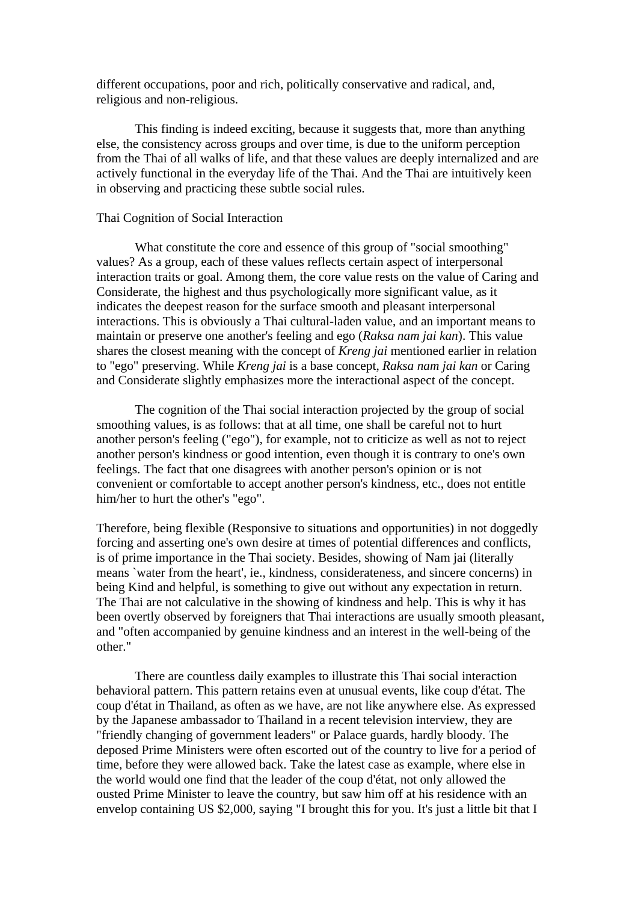different occupations, poor and rich, politically conservative and radical, and, religious and non-religious.

This finding is indeed exciting, because it suggests that, more than anything else, the consistency across groups and over time, is due to the uniform perception from the Thai of all walks of life, and that these values are deeply internalized and are actively functional in the everyday life of the Thai. And the Thai are intuitively keen in observing and practicing these subtle social rules.

## Thai Cognition of Social Interaction

What constitute the core and essence of this group of "social smoothing" values? As a group, each of these values reflects certain aspect of interpersonal interaction traits or goal. Among them, the core value rests on the value of Caring and Considerate, the highest and thus psychologically more significant value, as it indicates the deepest reason for the surface smooth and pleasant interpersonal interactions. This is obviously a Thai cultural-laden value, and an important means to maintain or preserve one another's feeling and ego (*Raksa nam jai kan*). This value shares the closest meaning with the concept of *Kreng jai* mentioned earlier in relation to "ego" preserving. While *Kreng jai* is a base concept, *Raksa nam jai kan* or Caring and Considerate slightly emphasizes more the interactional aspect of the concept.

The cognition of the Thai social interaction projected by the group of social smoothing values, is as follows: that at all time, one shall be careful not to hurt another person's feeling ("ego"), for example, not to criticize as well as not to reject another person's kindness or good intention, even though it is contrary to one's own feelings. The fact that one disagrees with another person's opinion or is not convenient or comfortable to accept another person's kindness, etc., does not entitle him/her to hurt the other's "ego".

Therefore, being flexible (Responsive to situations and opportunities) in not doggedly forcing and asserting one's own desire at times of potential differences and conflicts, is of prime importance in the Thai society. Besides, showing of Nam jai (literally means `water from the heart', ie., kindness, considerateness, and sincere concerns) in being Kind and helpful, is something to give out without any expectation in return. The Thai are not calculative in the showing of kindness and help. This is why it has been overtly observed by foreigners that Thai interactions are usually smooth pleasant, and "often accompanied by genuine kindness and an interest in the well-being of the other."

There are countless daily examples to illustrate this Thai social interaction behavioral pattern. This pattern retains even at unusual events, like coup d'état. The coup d'état in Thailand, as often as we have, are not like anywhere else. As expressed by the Japanese ambassador to Thailand in a recent television interview, they are "friendly changing of government leaders" or Palace guards, hardly bloody. The deposed Prime Ministers were often escorted out of the country to live for a period of time, before they were allowed back. Take the latest case as example, where else in the world would one find that the leader of the coup d'état, not only allowed the ousted Prime Minister to leave the country, but saw him off at his residence with an envelop containing US $2,000, saying "I brought this for you. It's just a little bit that I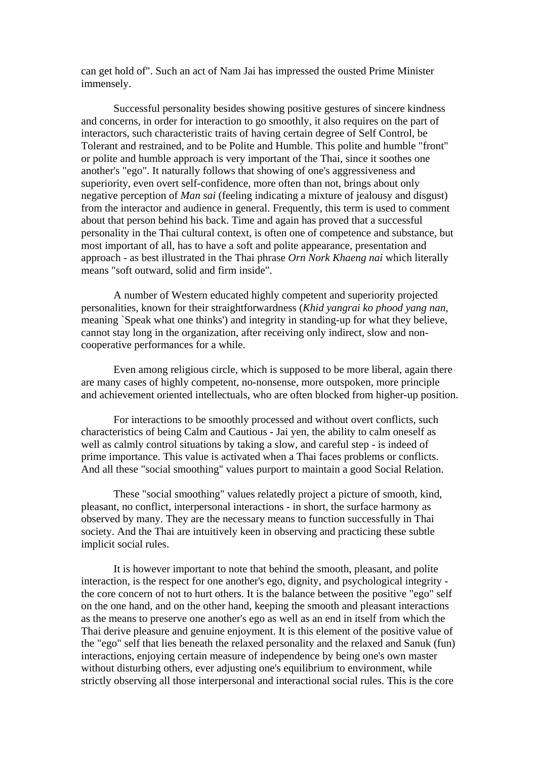can get hold of". Such an act of Nam Jai has impressed the ousted Prime Minister immensely.

Successful personality besides showing positive gestures of sincere kindness and concerns, in order for interaction to go smoothly, it also requires on the part of interactors, such characteristic traits of having certain degree of Self Control, be Tolerant and restrained, and to be Polite and Humble. This polite and humble "front" or polite and humble approach is very important of the Thai, since it soothes one another's "ego". It naturally follows that showing of one's aggressiveness and superiority, even overt self-confidence, more often than not, brings about only negative perception of *Man sai* (feeling indicating a mixture of jealousy and disgust) from the interactor and audience in general. Frequently, this term is used to comment about that person behind his back. Time and again has proved that a successful personality in the Thai cultural context, is often one of competence and substance, but most important of all, has to have a soft and polite appearance, presentation and approach - as best illustrated in the Thai phrase *Orn Nork Khaeng nai* which literally means "soft outward, solid and firm inside".

A number of Western educated highly competent and superiority projected personalities, known for their straightforwardness (*Khid yangrai ko phood yang nan*, meaning `Speak what one thinks') and integrity in standing-up for what they believe, cannot stay long in the organization, after receiving only indirect, slow and non-cooperative performances for a while.

Even among religious circle, which is supposed to be more liberal, again there are many cases of highly competent, no-nonsense, more outspoken, more principle and achievement oriented intellectuals, who are often blocked from higher-up position.

For interactions to be smoothly processed and without overt conflicts, such characteristics of being Calm and Cautious - Jai yen, the ability to calm oneself as well as calmly control situations by taking a slow, and careful step - is indeed of prime importance. This value is activated when a Thai faces problems or conflicts. And all these "social smoothing" values purport to maintain a good Social Relation.

These "social smoothing" values relatedly project a picture of smooth, kind, pleasant, no conflict, interpersonal interactions - in short, the surface harmony as observed by many. They are the necessary means to function successfully in Thai society. And the Thai are intuitively keen in observing and practicing these subtle implicit social rules.

It is however important to note that behind the smooth, pleasant, and polite interaction, is the respect for one another's ego, dignity, and psychological integrity - the core concern of not to hurt others. It is the balance between the positive "ego" self on the one hand, and on the other hand, keeping the smooth and pleasant interactions as the means to preserve one another's ego as well as an end in itself from which the Thai derive pleasure and genuine enjoyment. It is this element of the positive value of the "ego" self that lies beneath the relaxed personality and the relaxed and Sanuk (fun) interactions, enjoying certain measure of independence by being one's own master without disturbing others, ever adjusting one's equilibrium to environment, while strictly observing all those interpersonal and interactional social rules. This is the core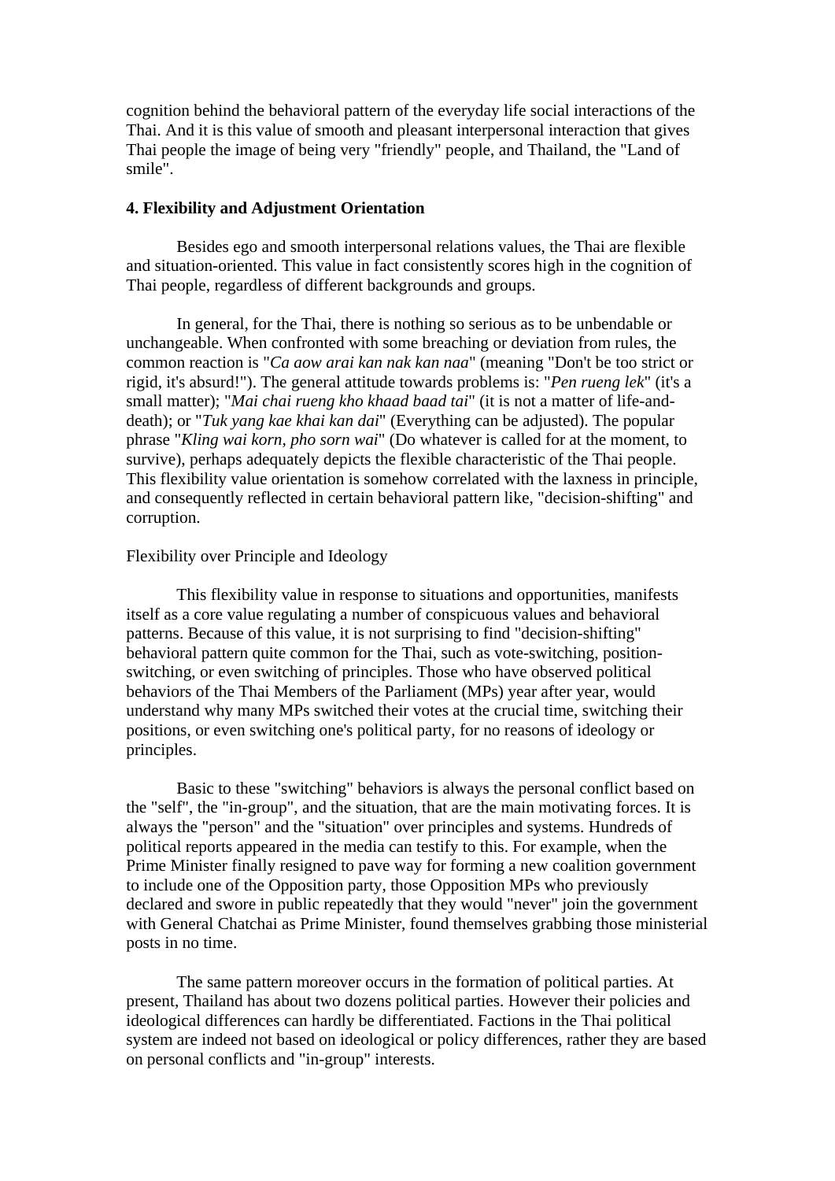cognition behind the behavioral pattern of the everyday life social interactions of the Thai. And it is this value of smooth and pleasant interpersonal interaction that gives Thai people the image of being very "friendly" people, and Thailand, the "Land of smile".

### 4. Flexibility and Adjustment Orientation

Besides ego and smooth interpersonal relations values, the Thai are flexible and situation-oriented. This value in fact consistently scores high in the cognition of Thai people, regardless of different backgrounds and groups.

In general, for the Thai, there is nothing so serious as to be unbendable or unchangeable. When confronted with some breaching or deviation from rules, the common reaction is "*Ca aow arai kan nak kan naa*" (meaning "Don't be too strict or rigid, it's absurd!"). The general attitude towards problems is: "*Pen rueng lek*" (it's a small matter); "*Mai chai rueng kho khaad baad tai*" (it is not a matter of life-and-death); or "*Tuk yang kae khai kan dai*" (Everything can be adjusted). The popular phrase "*Kling wai korn, pho sorn wai*" (Do whatever is called for at the moment, to survive), perhaps adequately depicts the flexible characteristic of the Thai people. This flexibility value orientation is somehow correlated with the laxness in principle, and consequently reflected in certain behavioral pattern like, "decision-shifting" and corruption.

Flexibility over Principle and Ideology

This flexibility value in response to situations and opportunities, manifests itself as a core value regulating a number of conspicuous values and behavioral patterns. Because of this value, it is not surprising to find "decision-shifting" behavioral pattern quite common for the Thai, such as vote-switching, position-switching, or even switching of principles. Those who have observed political behaviors of the Thai Members of the Parliament (MPs) year after year, would understand why many MPs switched their votes at the crucial time, switching their positions, or even switching one's political party, for no reasons of ideology or principles.

Basic to these "switching" behaviors is always the personal conflict based on the "self", the "in-group", and the situation, that are the main motivating forces. It is always the "person" and the "situation" over principles and systems. Hundreds of political reports appeared in the media can testify to this. For example, when the Prime Minister finally resigned to pave way for forming a new coalition government to include one of the Opposition party, those Opposition MPs who previously declared and swore in public repeatedly that they would "never" join the government with General Chatchai as Prime Minister, found themselves grabbing those ministerial posts in no time.

The same pattern moreover occurs in the formation of political parties. At present, Thailand has about two dozens political parties. However their policies and ideological differences can hardly be differentiated. Factions in the Thai political system are indeed not based on ideological or policy differences, rather they are based on personal conflicts and "in-group" interests.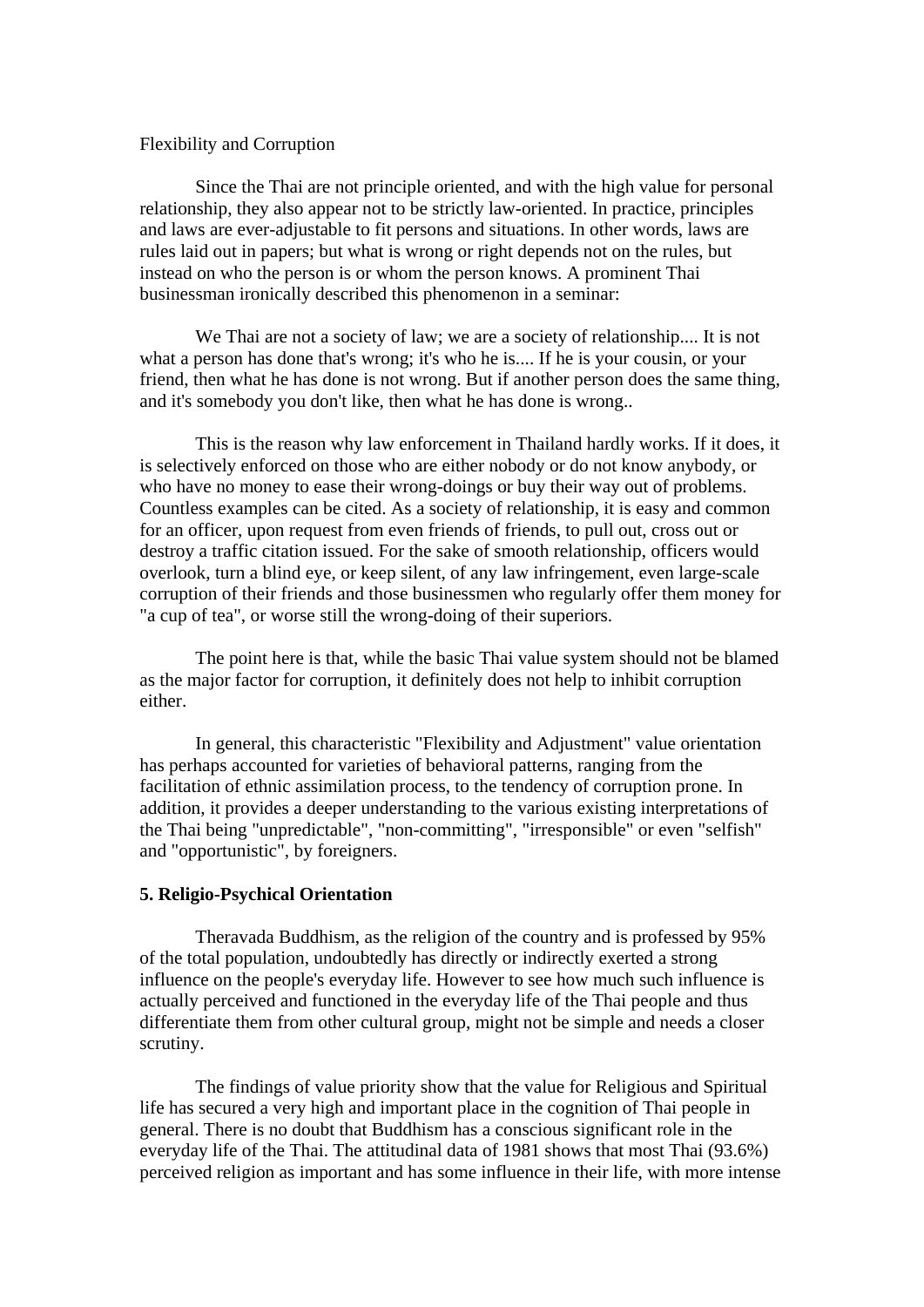Flexibility and Corruption

Since the Thai are not principle oriented, and with the high value for personal relationship, they also appear not to be strictly law-oriented. In practice, principles and laws are ever-adjustable to fit persons and situations. In other words, laws are rules laid out in papers; but what is wrong or right depends not on the rules, but instead on who the person is or whom the person knows. A prominent Thai businessman ironically described this phenomenon in a seminar:

We Thai are not a society of law; we are a society of relationship.... It is not what a person has done that's wrong; it's who he is.... If he is your cousin, or your friend, then what he has done is not wrong. But if another person does the same thing, and it's somebody you don't like, then what he has done is wrong..

This is the reason why law enforcement in Thailand hardly works. If it does, it is selectively enforced on those who are either nobody or do not know anybody, or who have no money to ease their wrong-doings or buy their way out of problems. Countless examples can be cited. As a society of relationship, it is easy and common for an officer, upon request from even friends of friends, to pull out, cross out or destroy a traffic citation issued. For the sake of smooth relationship, officers would overlook, turn a blind eye, or keep silent, of any law infringement, even large-scale corruption of their friends and those businessmen who regularly offer them money for "a cup of tea", or worse still the wrong-doing of their superiors.

The point here is that, while the basic Thai value system should not be blamed as the major factor for corruption, it definitely does not help to inhibit corruption either.

In general, this characteristic "Flexibility and Adjustment" value orientation has perhaps accounted for varieties of behavioral patterns, ranging from the facilitation of ethnic assimilation process, to the tendency of corruption prone. In addition, it provides a deeper understanding to the various existing interpretations of the Thai being "unpredictable", "non-committing", "irresponsible" or even "selfish" and "opportunistic", by foreigners.

**5. Religio-Psychical Orientation**

Theravada Buddhism, as the religion of the country and is professed by 95% of the total population, undoubtedly has directly or indirectly exerted a strong influence on the people's everyday life. However to see how much such influence is actually perceived and functioned in the everyday life of the Thai people and thus differentiate them from other cultural group, might not be simple and needs a closer scrutiny.

The findings of value priority show that the value for Religious and Spiritual life has secured a very high and important place in the cognition of Thai people in general. There is no doubt that Buddhism has a conscious significant role in the everyday life of the Thai. The attitudinal data of 1981 shows that most Thai (93.6%) perceived religion as important and has some influence in their life, with more intense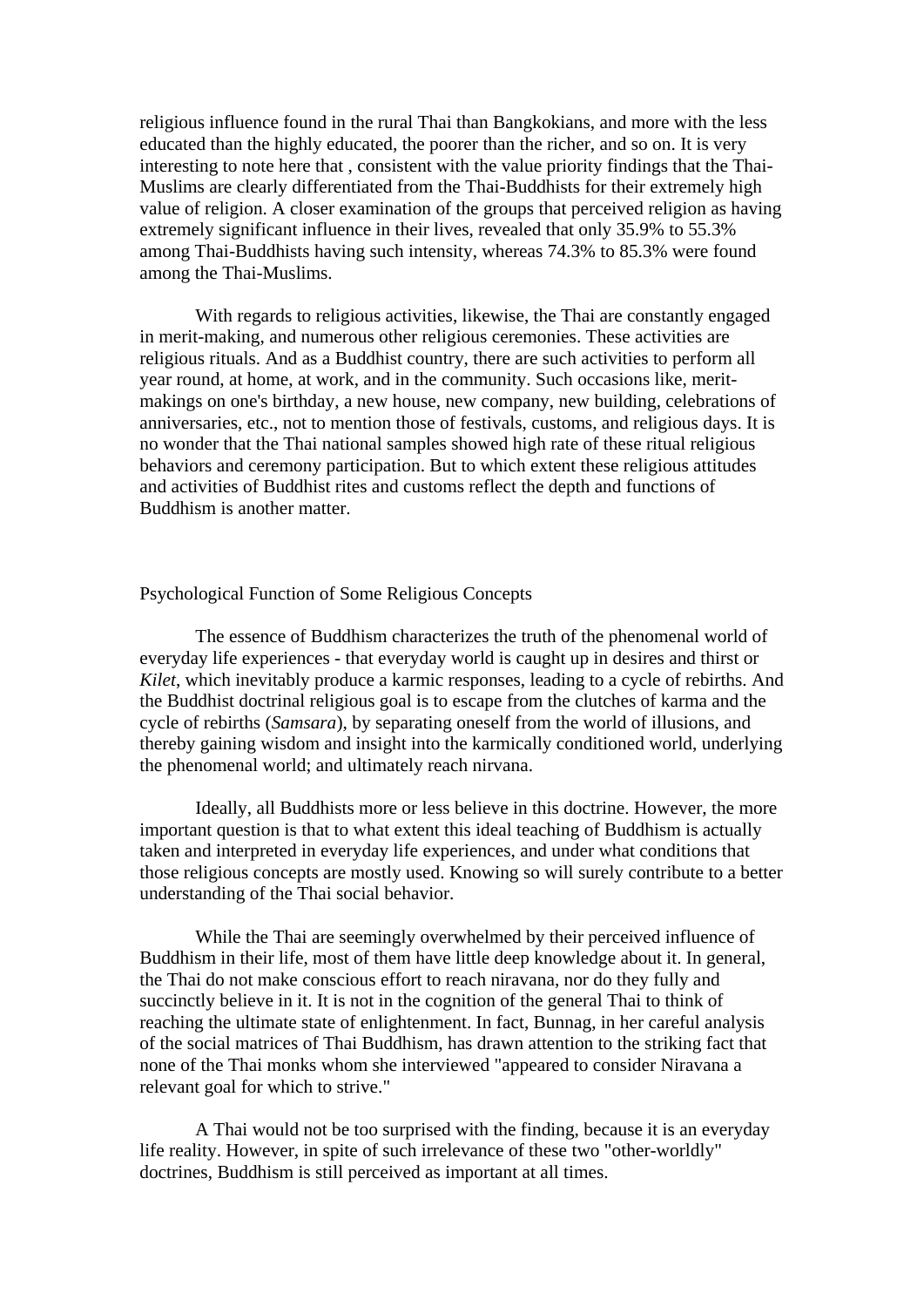religious influence found in the rural Thai than Bangkokians, and more with the less educated than the highly educated, the poorer than the richer, and so on. It is very interesting to note here that , consistent with the value priority findings that the Thai-Muslims are clearly differentiated from the Thai-Buddhists for their extremely high value of religion. A closer examination of the groups that perceived religion as having extremely significant influence in their lives, revealed that only 35.9% to 55.3% among Thai-Buddhists having such intensity, whereas 74.3% to 85.3% were found among the Thai-Muslims.

With regards to religious activities, likewise, the Thai are constantly engaged in merit-making, and numerous other religious ceremonies. These activities are religious rituals. And as a Buddhist country, there are such activities to perform all year round, at home, at work, and in the community. Such occasions like, merit-makings on one's birthday, a new house, new company, new building, celebrations of anniversaries, etc., not to mention those of festivals, customs, and religious days. It is no wonder that the Thai national samples showed high rate of these ritual religious behaviors and ceremony participation. But to which extent these religious attitudes and activities of Buddhist rites and customs reflect the depth and functions of Buddhism is another matter.

## Psychological Function of Some Religious Concepts

The essence of Buddhism characterizes the truth of the phenomenal world of everyday life experiences - that everyday world is caught up in desires and thirst or *Kilet*, which inevitably produce a karmic responses, leading to a cycle of rebirths. And the Buddhist doctrinal religious goal is to escape from the clutches of karma and the cycle of rebirths (*Samsara*), by separating oneself from the world of illusions, and thereby gaining wisdom and insight into the karmically conditioned world, underlying the phenomenal world; and ultimately reach nirvana.

Ideally, all Buddhists more or less believe in this doctrine. However, the more important question is that to what extent this ideal teaching of Buddhism is actually taken and interpreted in everyday life experiences, and under what conditions that those religious concepts are mostly used. Knowing so will surely contribute to a better understanding of the Thai social behavior.

While the Thai are seemingly overwhelmed by their perceived influence of Buddhism in their life, most of them have little deep knowledge about it. In general, the Thai do not make conscious effort to reach niravana, nor do they fully and succinctly believe in it. It is not in the cognition of the general Thai to think of reaching the ultimate state of enlightenment. In fact, Bunnag, in her careful analysis of the social matrices of Thai Buddhism, has drawn attention to the striking fact that none of the Thai monks whom she interviewed "appeared to consider Niravana a relevant goal for which to strive."

A Thai would not be too surprised with the finding, because it is an everyday life reality. However, in spite of such irrelevance of these two "other-worldly" doctrines, Buddhism is still perceived as important at all times.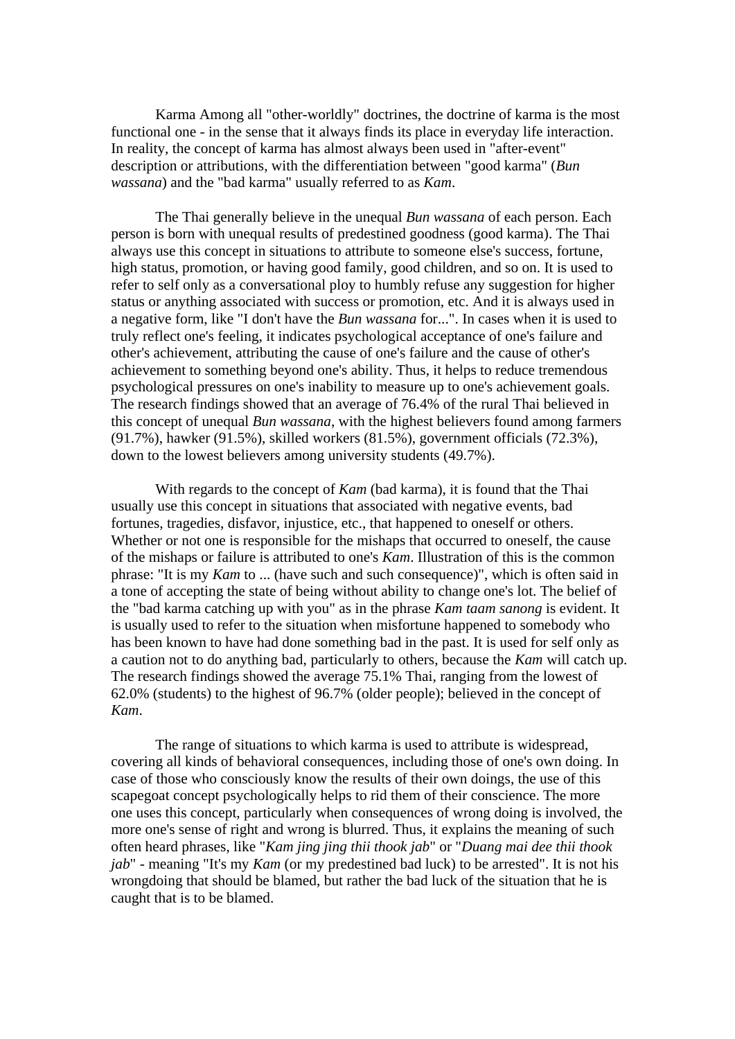Karma Among all "other-worldly" doctrines, the doctrine of karma is the most functional one - in the sense that it always finds its place in everyday life interaction. In reality, the concept of karma has almost always been used in "after-event" description or attributions, with the differentiation between "good karma" (*Bun wassana*) and the "bad karma" usually referred to as *Kam*.

The Thai generally believe in the unequal *Bun wassana* of each person. Each person is born with unequal results of predestined goodness (good karma). The Thai always use this concept in situations to attribute to someone else's success, fortune, high status, promotion, or having good family, good children, and so on. It is used to refer to self only as a conversational ploy to humbly refuse any suggestion for higher status or anything associated with success or promotion, etc. And it is always used in a negative form, like "I don't have the *Bun wassana* for...". In cases when it is used to truly reflect one's feeling, it indicates psychological acceptance of one's failure and other's achievement, attributing the cause of one's failure and the cause of other's achievement to something beyond one's ability. Thus, it helps to reduce tremendous psychological pressures on one's inability to measure up to one's achievement goals. The research findings showed that an average of 76.4% of the rural Thai believed in this concept of unequal *Bun wassana*, with the highest believers found among farmers (91.7%), hawker (91.5%), skilled workers (81.5%), government officials (72.3%), down to the lowest believers among university students (49.7%).

With regards to the concept of *Kam* (bad karma), it is found that the Thai usually use this concept in situations that associated with negative events, bad fortunes, tragedies, disfavor, injustice, etc., that happened to oneself or others. Whether or not one is responsible for the mishaps that occurred to oneself, the cause of the mishaps or failure is attributed to one's *Kam*. Illustration of this is the common phrase: "It is my *Kam* to ... (have such and such consequence)", which is often said in a tone of accepting the state of being without ability to change one's lot. The belief of the "bad karma catching up with you" as in the phrase *Kam taam sanong* is evident. It is usually used to refer to the situation when misfortune happened to somebody who has been known to have had done something bad in the past. It is used for self only as a caution not to do anything bad, particularly to others, because the *Kam* will catch up. The research findings showed the average 75.1% Thai, ranging from the lowest of 62.0% (students) to the highest of 96.7% (older people); believed in the concept of *Kam*.

The range of situations to which karma is used to attribute is widespread, covering all kinds of behavioral consequences, including those of one's own doing. In case of those who consciously know the results of their own doings, the use of this scapegoat concept psychologically helps to rid them of their conscience. The more one uses this concept, particularly when consequences of wrong doing is involved, the more one's sense of right and wrong is blurred. Thus, it explains the meaning of such often heard phrases, like "*Kam jing jing thii thook jab*" or "*Duang mai dee thii thook jab*" - meaning "It's my *Kam* (or my predestined bad luck) to be arrested". It is not his wrongdoing that should be blamed, but rather the bad luck of the situation that he is caught that is to be blamed.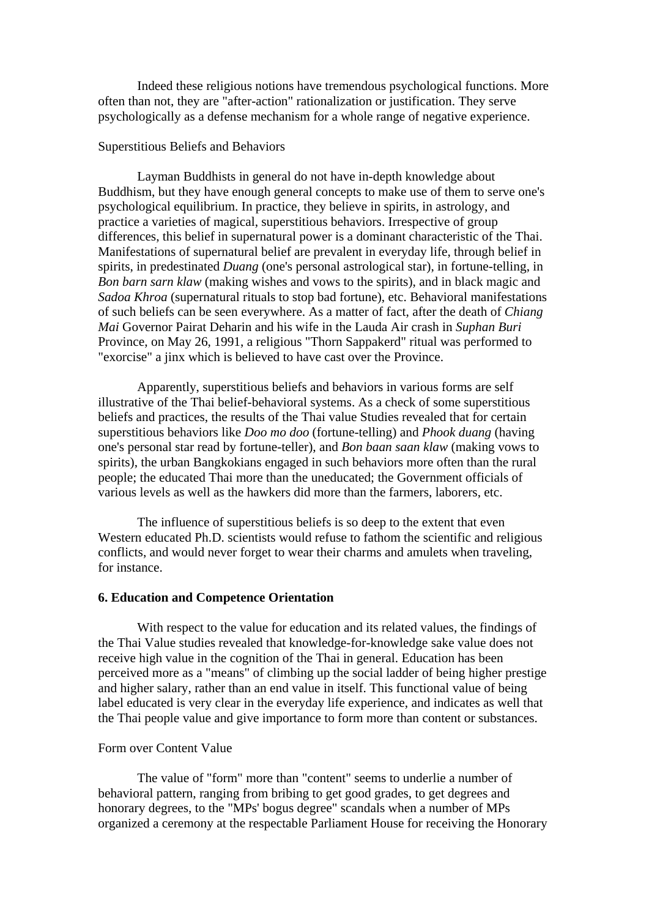Indeed these religious notions have tremendous psychological functions. More often than not, they are "after-action" rationalization or justification. They serve psychologically as a defense mechanism for a whole range of negative experience.

Superstitious Beliefs and Behaviors

Layman Buddhists in general do not have in-depth knowledge about Buddhism, but they have enough general concepts to make use of them to serve one's psychological equilibrium. In practice, they believe in spirits, in astrology, and practice a varieties of magical, superstitious behaviors. Irrespective of group differences, this belief in supernatural power is a dominant characteristic of the Thai. Manifestations of supernatural belief are prevalent in everyday life, through belief in spirits, in predestinated *Duang* (one's personal astrological star), in fortune-telling, in *Bon barn sarn klaw* (making wishes and vows to the spirits), and in black magic and *Sadoa Khroa* (supernatural rituals to stop bad fortune), etc. Behavioral manifestations of such beliefs can be seen everywhere. As a matter of fact, after the death of *Chiang Mai* Governor Pairat Deharin and his wife in the Lauda Air crash in *Suphan Buri* Province, on May 26, 1991, a religious "Thorn Sappakerd" ritual was performed to "exorcise" a jinx which is believed to have cast over the Province.

Apparently, superstitious beliefs and behaviors in various forms are self illustrative of the Thai belief-behavioral systems. As a check of some superstitious beliefs and practices, the results of the Thai value Studies revealed that for certain superstitious behaviors like *Doo mo doo* (fortune-telling) and *Phook duang* (having one's personal star read by fortune-teller), and *Bon baan saan klaw* (making vows to spirits), the urban Bangkokians engaged in such behaviors more often than the rural people; the educated Thai more than the uneducated; the Government officials of various levels as well as the hawkers did more than the farmers, laborers, etc.

The influence of superstitious beliefs is so deep to the extent that even Western educated Ph.D. scientists would refuse to fathom the scientific and religious conflicts, and would never forget to wear their charms and amulets when traveling, for instance.

**6. Education and Competence Orientation**

With respect to the value for education and its related values, the findings of the Thai Value studies revealed that knowledge-for-knowledge sake value does not receive high value in the cognition of the Thai in general. Education has been perceived more as a "means" of climbing up the social ladder of being higher prestige and higher salary, rather than an end value in itself. This functional value of being label educated is very clear in the everyday life experience, and indicates as well that the Thai people value and give importance to form more than content or substances.

Form over Content Value

The value of "form" more than "content" seems to underlie a number of behavioral pattern, ranging from bribing to get good grades, to get degrees and honorary degrees, to the "MPs' bogus degree" scandals when a number of MPs organized a ceremony at the respectable Parliament House for receiving the Honorary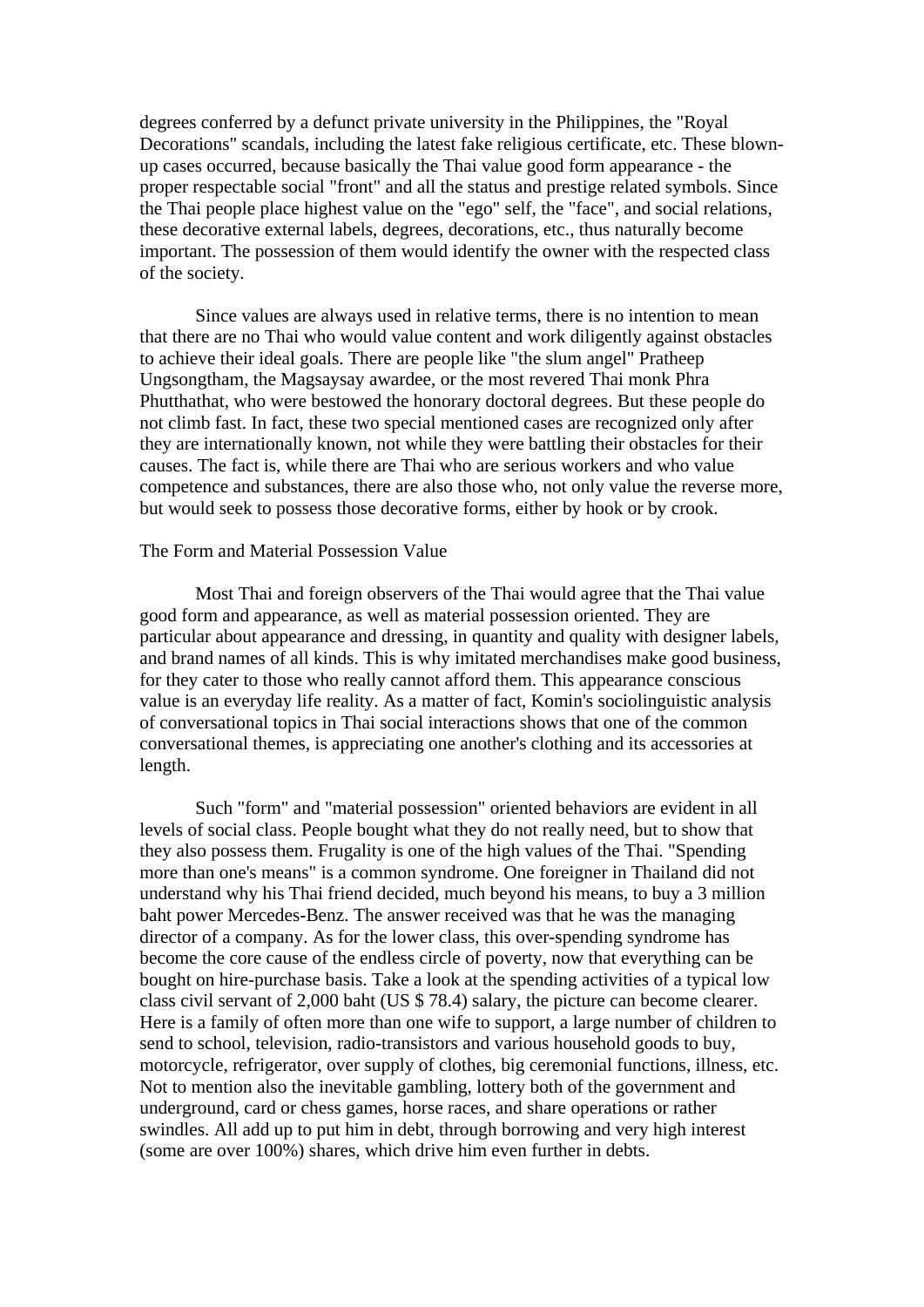degrees conferred by a defunct private university in the Philippines, the "Royal Decorations" scandals, including the latest fake religious certificate, etc. These blown-up cases occurred, because basically the Thai value good form appearance - the proper respectable social "front" and all the status and prestige related symbols. Since the Thai people place highest value on the "ego" self, the "face", and social relations, these decorative external labels, degrees, decorations, etc., thus naturally become important. The possession of them would identify the owner with the respected class of the society.

Since values are always used in relative terms, there is no intention to mean that there are no Thai who would value content and work diligently against obstacles to achieve their ideal goals. There are people like "the slum angel" Pratheep Ungsongtham, the Magsaysay awardee, or the most revered Thai monk Phra Phutthathat, who were bestowed the honorary doctoral degrees. But these people do not climb fast. In fact, these two special mentioned cases are recognized only after they are internationally known, not while they were battling their obstacles for their causes. The fact is, while there are Thai who are serious workers and who value competence and substances, there are also those who, not only value the reverse more, but would seek to possess those decorative forms, either by hook or by crook.

The Form and Material Possession Value

Most Thai and foreign observers of the Thai would agree that the Thai value good form and appearance, as well as material possession oriented. They are particular about appearance and dressing, in quantity and quality with designer labels, and brand names of all kinds. This is why imitated merchandises make good business, for they cater to those who really cannot afford them. This appearance conscious value is an everyday life reality. As a matter of fact, Komin's sociolinguistic analysis of conversational topics in Thai social interactions shows that one of the common conversational themes, is appreciating one another's clothing and its accessories at length.

Such "form" and "material possession" oriented behaviors are evident in all levels of social class. People bought what they do not really need, but to show that they also possess them. Frugality is one of the high values of the Thai. "Spending more than one's means" is a common syndrome. One foreigner in Thailand did not understand why his Thai friend decided, much beyond his means, to buy a 3 million baht power Mercedes-Benz. The answer received was that he was the managing director of a company. As for the lower class, this over-spending syndrome has become the core cause of the endless circle of poverty, now that everything can be bought on hire-purchase basis. Take a look at the spending activities of a typical low class civil servant of 2,000 baht (US $ 78.4) salary, the picture can become clearer. Here is a family of often more than one wife to support, a large number of children to send to school, television, radio-transistors and various household goods to buy, motorcycle, refrigerator, over supply of clothes, big ceremonial functions, illness, etc. Not to mention also the inevitable gambling, lottery both of the government and underground, card or chess games, horse races, and share operations or rather swindles. All add up to put him in debt, through borrowing and very high interest (some are over 100%) shares, which drive him even further in debts.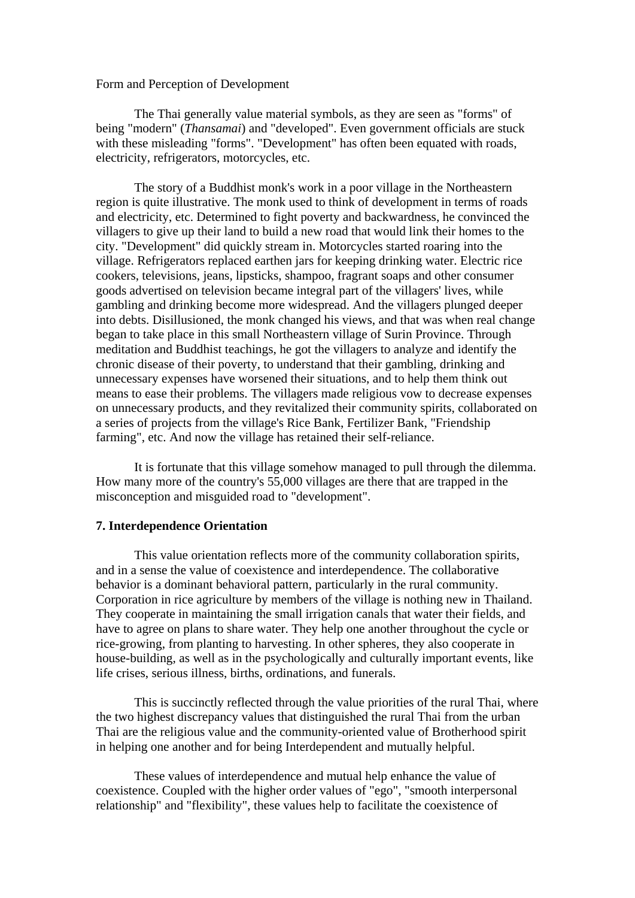Form and Perception of Development

The Thai generally value material symbols, as they are seen as "forms" of being "modern" (*Thansamai*) and "developed". Even government officials are stuck with these misleading "forms". "Development" has often been equated with roads, electricity, refrigerators, motorcycles, etc.

The story of a Buddhist monk's work in a poor village in the Northeastern region is quite illustrative. The monk used to think of development in terms of roads and electricity, etc. Determined to fight poverty and backwardness, he convinced the villagers to give up their land to build a new road that would link their homes to the city. "Development" did quickly stream in. Motorcycles started roaring into the village. Refrigerators replaced earthen jars for keeping drinking water. Electric rice cookers, televisions, jeans, lipsticks, shampoo, fragrant soaps and other consumer goods advertised on television became integral part of the villagers' lives, while gambling and drinking become more widespread. And the villagers plunged deeper into debts. Disillusioned, the monk changed his views, and that was when real change began to take place in this small Northeastern village of Surin Province. Through meditation and Buddhist teachings, he got the villagers to analyze and identify the chronic disease of their poverty, to understand that their gambling, drinking and unnecessary expenses have worsened their situations, and to help them think out means to ease their problems. The villagers made religious vow to decrease expenses on unnecessary products, and they revitalized their community spirits, collaborated on a series of projects from the village's Rice Bank, Fertilizer Bank, "Friendship farming", etc. And now the village has retained their self-reliance.

It is fortunate that this village somehow managed to pull through the dilemma. How many more of the country's 55,000 villages are there that are trapped in the misconception and misguided road to "development".

**7. Interdependence Orientation**

This value orientation reflects more of the community collaboration spirits, and in a sense the value of coexistence and interdependence. The collaborative behavior is a dominant behavioral pattern, particularly in the rural community. Corporation in rice agriculture by members of the village is nothing new in Thailand. They cooperate in maintaining the small irrigation canals that water their fields, and have to agree on plans to share water. They help one another throughout the cycle or rice-growing, from planting to harvesting. In other spheres, they also cooperate in house-building, as well as in the psychologically and culturally important events, like life crises, serious illness, births, ordinations, and funerals.

This is succinctly reflected through the value priorities of the rural Thai, where the two highest discrepancy values that distinguished the rural Thai from the urban Thai are the religious value and the community-oriented value of Brotherhood spirit in helping one another and for being Interdependent and mutually helpful.

These values of interdependence and mutual help enhance the value of coexistence. Coupled with the higher order values of "ego", "smooth interpersonal relationship" and "flexibility", these values help to facilitate the coexistence of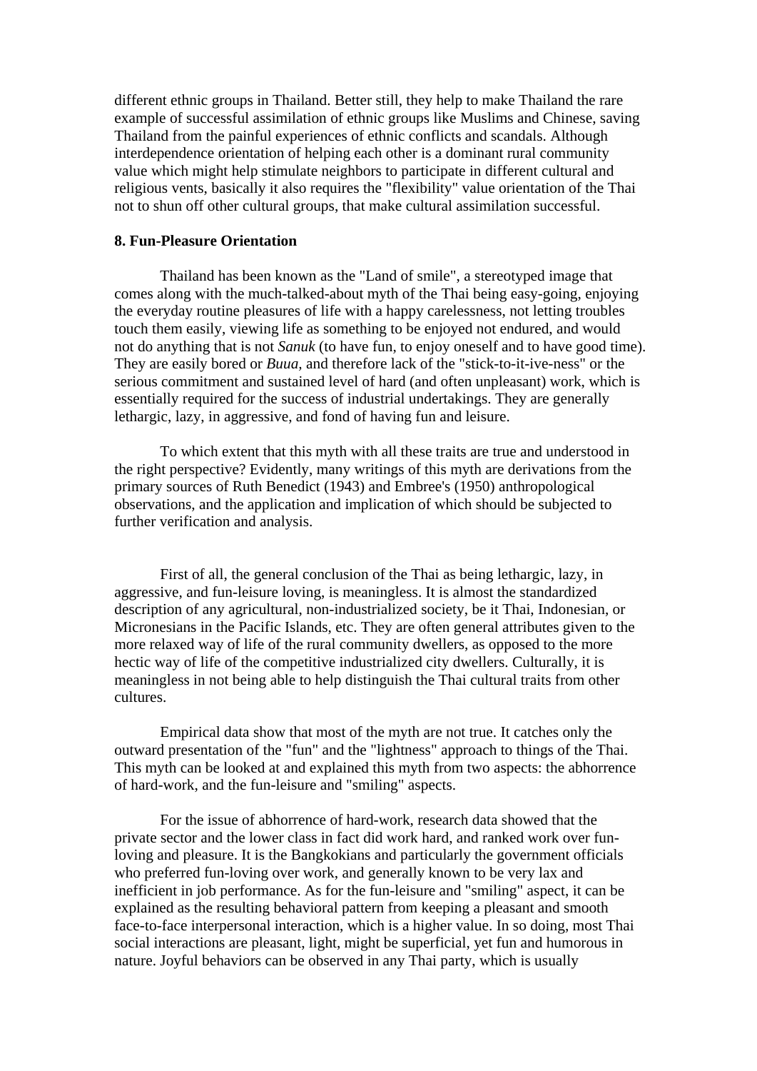different ethnic groups in Thailand. Better still, they help to make Thailand the rare example of successful assimilation of ethnic groups like Muslims and Chinese, saving Thailand from the painful experiences of ethnic conflicts and scandals. Although interdependence orientation of helping each other is a dominant rural community value which might help stimulate neighbors to participate in different cultural and religious vents, basically it also requires the "flexibility" value orientation of the Thai not to shun off other cultural groups, that make cultural assimilation successful.

**8. Fun-Pleasure Orientation**

Thailand has been known as the "Land of smile", a stereotyped image that comes along with the much-talked-about myth of the Thai being easy-going, enjoying the everyday routine pleasures of life with a happy carelessness, not letting troubles touch them easily, viewing life as something to be enjoyed not endured, and would not do anything that is not *Sanuk* (to have fun, to enjoy oneself and to have good time). They are easily bored or *Buua,* and therefore lack of the "stick-to-it-ive-ness" or the serious commitment and sustained level of hard (and often unpleasant) work, which is essentially required for the success of industrial undertakings. They are generally lethargic, lazy, in aggressive, and fond of having fun and leisure.

To which extent that this myth with all these traits are true and understood in the right perspective? Evidently, many writings of this myth are derivations from the primary sources of Ruth Benedict (1943) and Embree's (1950) anthropological observations, and the application and implication of which should be subjected to further verification and analysis.

First of all, the general conclusion of the Thai as being lethargic, lazy, in aggressive, and fun-leisure loving, is meaningless. It is almost the standardized description of any agricultural, non-industrialized society, be it Thai, Indonesian, or Micronesians in the Pacific Islands, etc. They are often general attributes given to the more relaxed way of life of the rural community dwellers, as opposed to the more hectic way of life of the competitive industrialized city dwellers. Culturally, it is meaningless in not being able to help distinguish the Thai cultural traits from other cultures.

Empirical data show that most of the myth are not true. It catches only the outward presentation of the "fun" and the "lightness" approach to things of the Thai. This myth can be looked at and explained this myth from two aspects: the abhorrence of hard-work, and the fun-leisure and "smiling" aspects.

For the issue of abhorrence of hard-work, research data showed that the private sector and the lower class in fact did work hard, and ranked work over fun-loving and pleasure. It is the Bangkokians and particularly the government officials who preferred fun-loving over work, and generally known to be very lax and inefficient in job performance. As for the fun-leisure and "smiling" aspect, it can be explained as the resulting behavioral pattern from keeping a pleasant and smooth face-to-face interpersonal interaction, which is a higher value. In so doing, most Thai social interactions are pleasant, light, might be superficial, yet fun and humorous in nature. Joyful behaviors can be observed in any Thai party, which is usually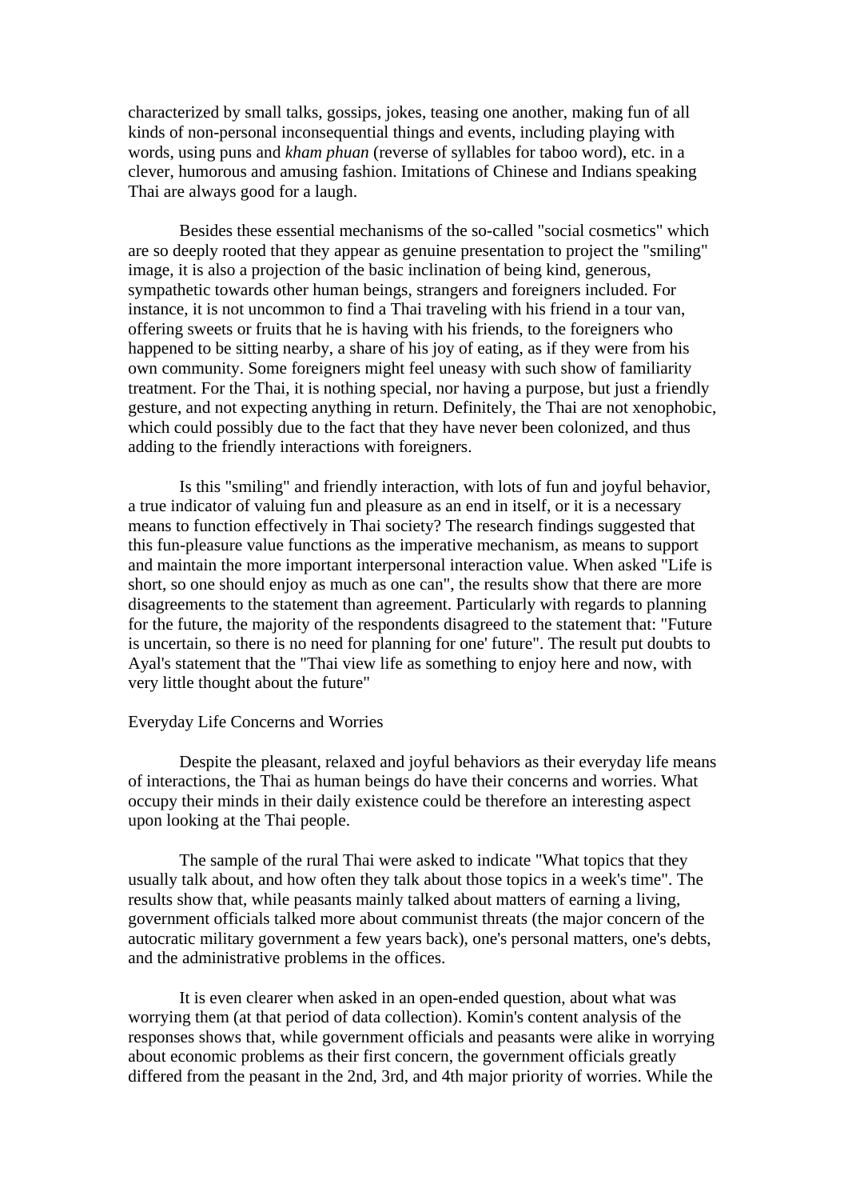characterized by small talks, gossips, jokes, teasing one another, making fun of all kinds of non-personal inconsequential things and events, including playing with words, using puns and *kham phuan* (reverse of syllables for taboo word), etc. in a clever, humorous and amusing fashion. Imitations of Chinese and Indians speaking Thai are always good for a laugh.

Besides these essential mechanisms of the so-called "social cosmetics" which are so deeply rooted that they appear as genuine presentation to project the "smiling" image, it is also a projection of the basic inclination of being kind, generous, sympathetic towards other human beings, strangers and foreigners included. For instance, it is not uncommon to find a Thai traveling with his friend in a tour van, offering sweets or fruits that he is having with his friends, to the foreigners who happened to be sitting nearby, a share of his joy of eating, as if they were from his own community. Some foreigners might feel uneasy with such show of familiarity treatment. For the Thai, it is nothing special, nor having a purpose, but just a friendly gesture, and not expecting anything in return. Definitely, the Thai are not xenophobic, which could possibly due to the fact that they have never been colonized, and thus adding to the friendly interactions with foreigners.

Is this "smiling" and friendly interaction, with lots of fun and joyful behavior, a true indicator of valuing fun and pleasure as an end in itself, or it is a necessary means to function effectively in Thai society? The research findings suggested that this fun-pleasure value functions as the imperative mechanism, as means to support and maintain the more important interpersonal interaction value. When asked "Life is short, so one should enjoy as much as one can", the results show that there are more disagreements to the statement than agreement. Particularly with regards to planning for the future, the majority of the respondents disagreed to the statement that: "Future is uncertain, so there is no need for planning for one' future". The result put doubts to Ayal's statement that the "Thai view life as something to enjoy here and now, with very little thought about the future"

Everyday Life Concerns and Worries

Despite the pleasant, relaxed and joyful behaviors as their everyday life means of interactions, the Thai as human beings do have their concerns and worries. What occupy their minds in their daily existence could be therefore an interesting aspect upon looking at the Thai people.

The sample of the rural Thai were asked to indicate "What topics that they usually talk about, and how often they talk about those topics in a week's time". The results show that, while peasants mainly talked about matters of earning a living, government officials talked more about communist threats (the major concern of the autocratic military government a few years back), one's personal matters, one's debts, and the administrative problems in the offices.

It is even clearer when asked in an open-ended question, about what was worrying them (at that period of data collection). Komin's content analysis of the responses shows that, while government officials and peasants were alike in worrying about economic problems as their first concern, the government officials greatly differed from the peasant in the 2nd, 3rd, and 4th major priority of worries. While the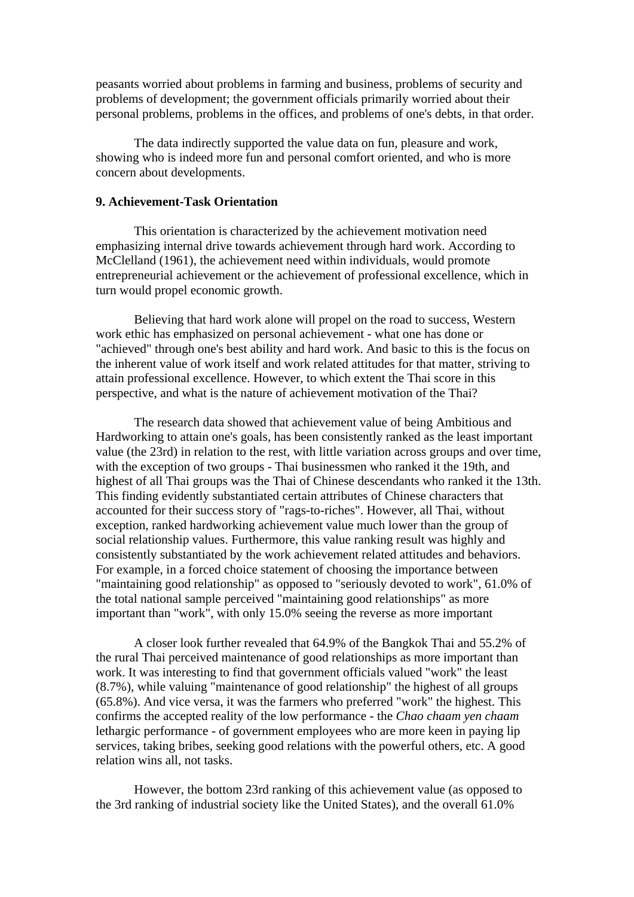peasants worried about problems in farming and business, problems of security and problems of development; the government officials primarily worried about their personal problems, problems in the offices, and problems of one's debts, in that order.

The data indirectly supported the value data on fun, pleasure and work, showing who is indeed more fun and personal comfort oriented, and who is more concern about developments.

**9. Achievement-Task Orientation**

This orientation is characterized by the achievement motivation need emphasizing internal drive towards achievement through hard work. According to McClelland (1961), the achievement need within individuals, would promote entrepreneurial achievement or the achievement of professional excellence, which in turn would propel economic growth.

Believing that hard work alone will propel on the road to success, Western work ethic has emphasized on personal achievement - what one has done or "achieved" through one's best ability and hard work. And basic to this is the focus on the inherent value of work itself and work related attitudes for that matter, striving to attain professional excellence. However, to which extent the Thai score in this perspective, and what is the nature of achievement motivation of the Thai?

The research data showed that achievement value of being Ambitious and Hardworking to attain one's goals, has been consistently ranked as the least important value (the 23rd) in relation to the rest, with little variation across groups and over time, with the exception of two groups - Thai businessmen who ranked it the 19th, and highest of all Thai groups was the Thai of Chinese descendants who ranked it the 13th. This finding evidently substantiated certain attributes of Chinese characters that accounted for their success story of "rags-to-riches". However, all Thai, without exception, ranked hardworking achievement value much lower than the group of social relationship values. Furthermore, this value ranking result was highly and consistently substantiated by the work achievement related attitudes and behaviors. For example, in a forced choice statement of choosing the importance between "maintaining good relationship" as opposed to "seriously devoted to work", 61.0% of the total national sample perceived "maintaining good relationships" as more important than "work", with only 15.0% seeing the reverse as more important

A closer look further revealed that 64.9% of the Bangkok Thai and 55.2% of the rural Thai perceived maintenance of good relationships as more important than work. It was interesting to find that government officials valued "work" the least (8.7%), while valuing "maintenance of good relationship" the highest of all groups (65.8%). And vice versa, it was the farmers who preferred "work" the highest. This confirms the accepted reality of the low performance - the *Chao chaam yen chaam* lethargic performance - of government employees who are more keen in paying lip services, taking bribes, seeking good relations with the powerful others, etc. A good relation wins all, not tasks.

However, the bottom 23rd ranking of this achievement value (as opposed to the 3rd ranking of industrial society like the United States), and the overall 61.0%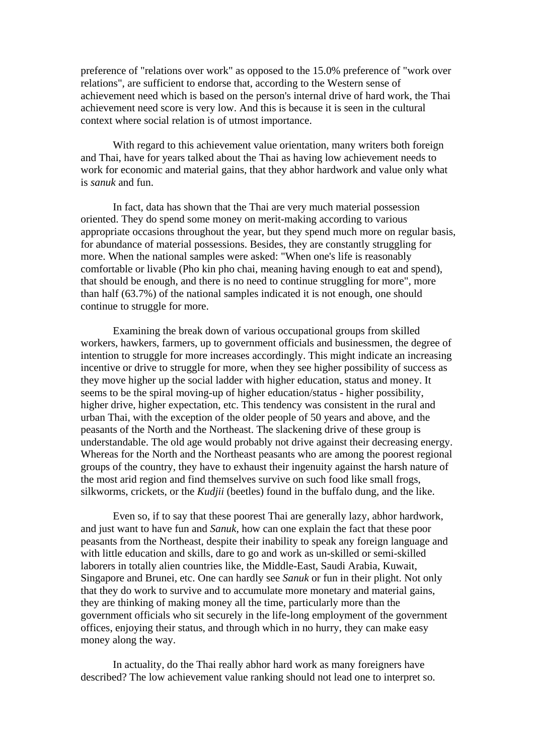preference of "relations over work" as opposed to the 15.0% preference of "work over relations", are sufficient to endorse that, according to the Western sense of achievement need which is based on the person's internal drive of hard work, the Thai achievement need score is very low. And this is because it is seen in the cultural context where social relation is of utmost importance.

With regard to this achievement value orientation, many writers both foreign and Thai, have for years talked about the Thai as having low achievement needs to work for economic and material gains, that they abhor hardwork and value only what is *sanuk* and fun.

In fact, data has shown that the Thai are very much material possession oriented. They do spend some money on merit-making according to various appropriate occasions throughout the year, but they spend much more on regular basis, for abundance of material possessions. Besides, they are constantly struggling for more. When the national samples were asked: "When one's life is reasonably comfortable or livable (Pho kin pho chai, meaning having enough to eat and spend), that should be enough, and there is no need to continue struggling for more", more than half (63.7%) of the national samples indicated it is not enough, one should continue to struggle for more.

Examining the break down of various occupational groups from skilled workers, hawkers, farmers, up to government officials and businessmen, the degree of intention to struggle for more increases accordingly. This might indicate an increasing incentive or drive to struggle for more, when they see higher possibility of success as they move higher up the social ladder with higher education, status and money. It seems to be the spiral moving-up of higher education/status - higher possibility, higher drive, higher expectation, etc. This tendency was consistent in the rural and urban Thai, with the exception of the older people of 50 years and above, and the peasants of the North and the Northeast. The slackening drive of these group is understandable. The old age would probably not drive against their decreasing energy. Whereas for the North and the Northeast peasants who are among the poorest regional groups of the country, they have to exhaust their ingenuity against the harsh nature of the most arid region and find themselves survive on such food like small frogs, silkworms, crickets, or the *Kudjii* (beetles) found in the buffalo dung, and the like.

Even so, if to say that these poorest Thai are generally lazy, abhor hardwork, and just want to have fun and *Sanuk,* how can one explain the fact that these poor peasants from the Northeast, despite their inability to speak any foreign language and with little education and skills, dare to go and work as un-skilled or semi-skilled laborers in totally alien countries like, the Middle-East, Saudi Arabia, Kuwait, Singapore and Brunei, etc. One can hardly see *Sanuk* or fun in their plight. Not only that they do work to survive and to accumulate more monetary and material gains, they are thinking of making money all the time, particularly more than the government officials who sit securely in the life-long employment of the government offices, enjoying their status, and through which in no hurry, they can make easy money along the way.

In actuality, do the Thai really abhor hard work as many foreigners have described? The low achievement value ranking should not lead one to interpret so.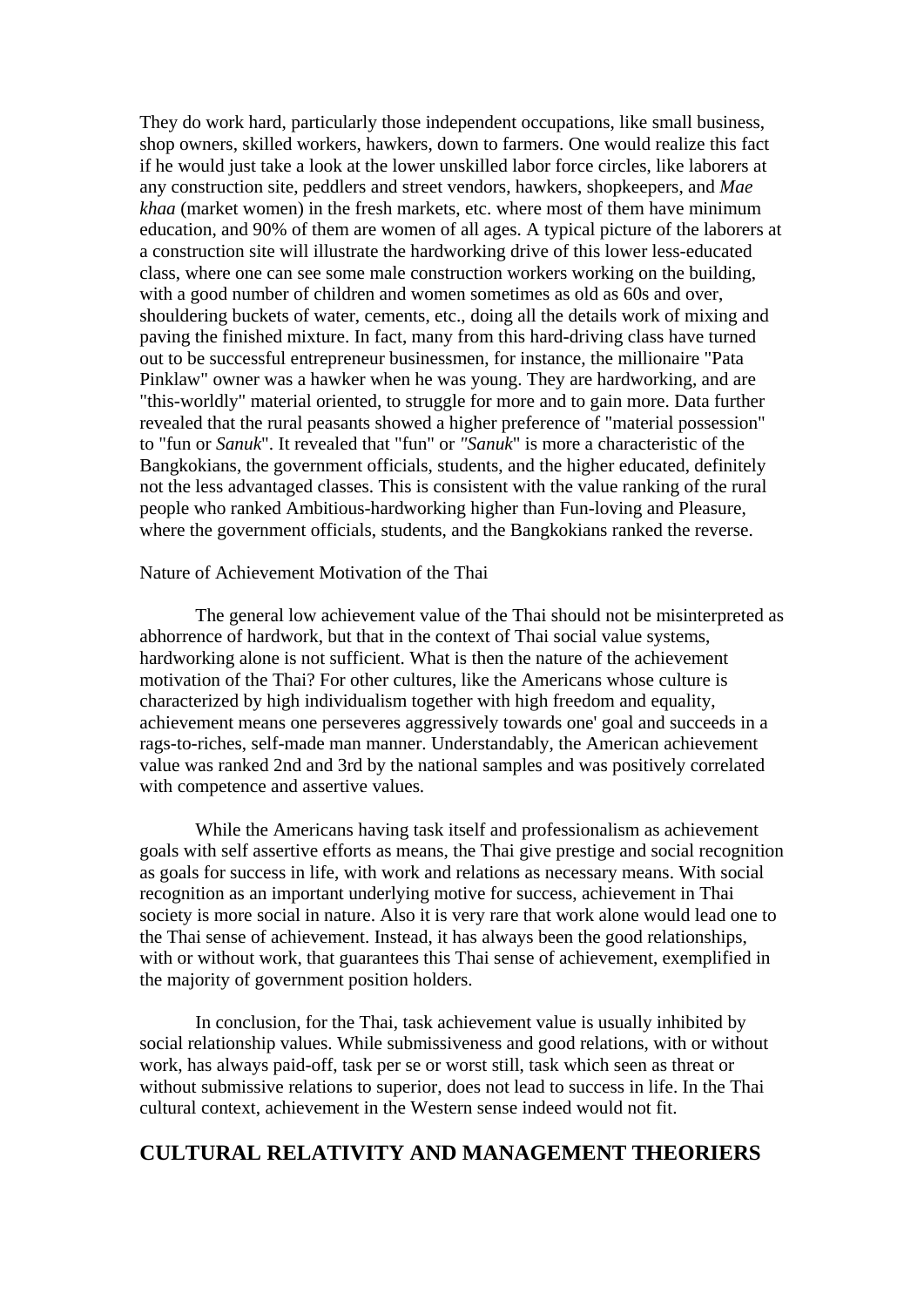They do work hard, particularly those independent occupations, like small business, shop owners, skilled workers, hawkers, down to farmers. One would realize this fact if he would just take a look at the lower unskilled labor force circles, like laborers at any construction site, peddlers and street vendors, hawkers, shopkeepers, and *Mae khaa* (market women) in the fresh markets, etc. where most of them have minimum education, and 90% of them are women of all ages. A typical picture of the laborers at a construction site will illustrate the hardworking drive of this lower less-educated class, where one can see some male construction workers working on the building, with a good number of children and women sometimes as old as 60s and over, shouldering buckets of water, cements, etc., doing all the details work of mixing and paving the finished mixture. In fact, many from this hard-driving class have turned out to be successful entrepreneur businessmen, for instance, the millionaire "Pata Pinklaw" owner was a hawker when he was young. They are hardworking, and are "this-worldly" material oriented, to struggle for more and to gain more. Data further revealed that the rural peasants showed a higher preference of "material possession" to "fun or *Sanuk*". It revealed that "fun" or *"Sanuk"* is more a characteristic of the Bangkokians, the government officials, students, and the higher educated, definitely not the less advantaged classes. This is consistent with the value ranking of the rural people who ranked Ambitious-hardworking higher than Fun-loving and Pleasure, where the government officials, students, and the Bangkokians ranked the reverse.

Nature of Achievement Motivation of the Thai

The general low achievement value of the Thai should not be misinterpreted as abhorrence of hardwork, but that in the context of Thai social value systems, hardworking alone is not sufficient. What is then the nature of the achievement motivation of the Thai? For other cultures, like the Americans whose culture is characterized by high individualism together with high freedom and equality, achievement means one perseveres aggressively towards one' goal and succeeds in a rags-to-riches, self-made man manner. Understandably, the American achievement value was ranked 2nd and 3rd by the national samples and was positively correlated with competence and assertive values.

While the Americans having task itself and professionalism as achievement goals with self assertive efforts as means, the Thai give prestige and social recognition as goals for success in life, with work and relations as necessary means. With social recognition as an important underlying motive for success, achievement in Thai society is more social in nature. Also it is very rare that work alone would lead one to the Thai sense of achievement. Instead, it has always been the good relationships, with or without work, that guarantees this Thai sense of achievement, exemplified in the majority of government position holders.

In conclusion, for the Thai, task achievement value is usually inhibited by social relationship values. While submissiveness and good relations, with or without work, has always paid-off, task per se or worst still, task which seen as threat or without submissive relations to superior, does not lead to success in life. In the Thai cultural context, achievement in the Western sense indeed would not fit.

## CULTURAL RELATIVITY AND MANAGEMENT THEORIERS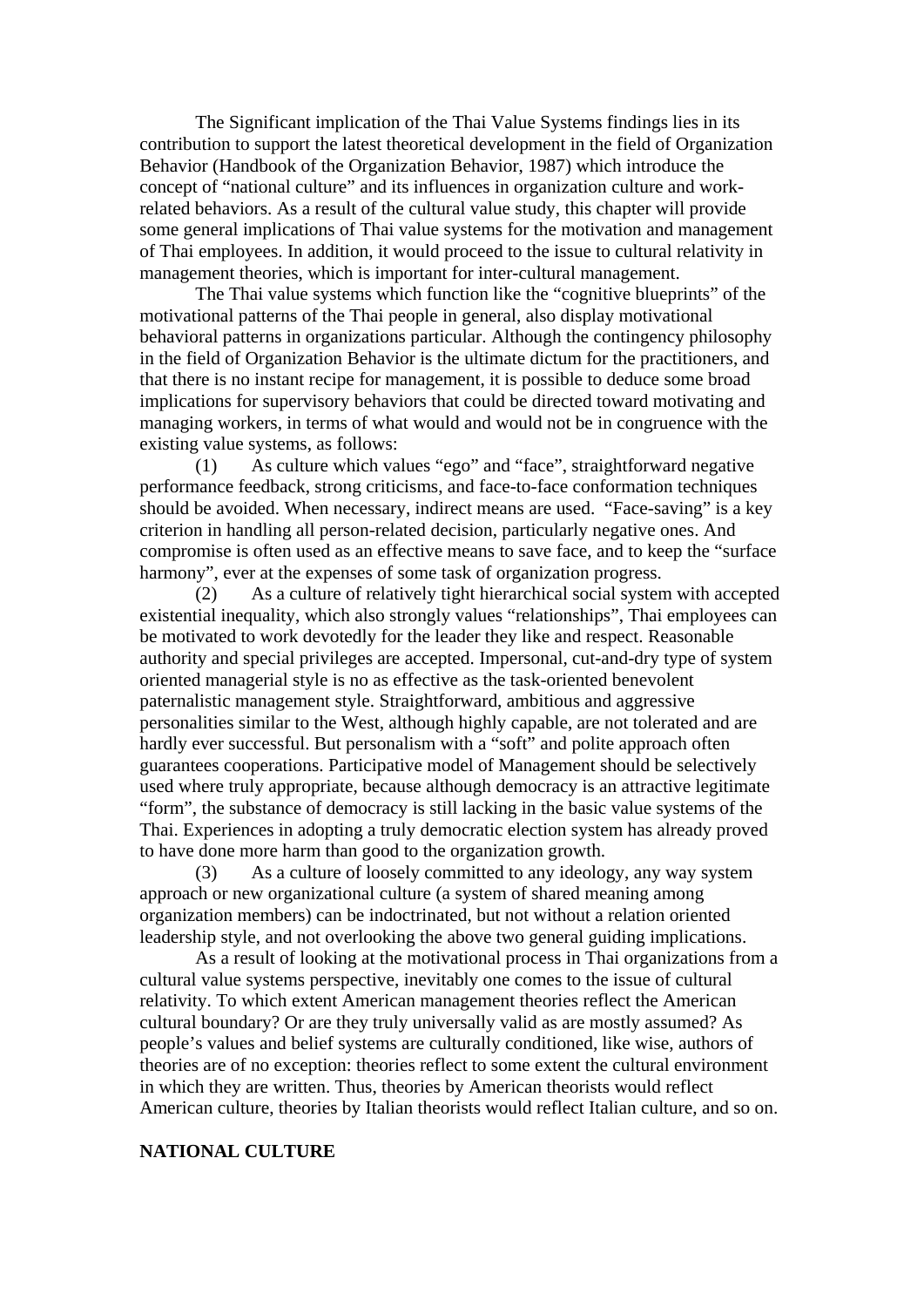The Significant implication of the Thai Value Systems findings lies in its contribution to support the latest theoretical development in the field of Organization Behavior (Handbook of the Organization Behavior, 1987) which introduce the concept of "national culture" and its influences in organization culture and work-related behaviors. As a result of the cultural value study, this chapter will provide some general implications of Thai value systems for the motivation and management of Thai employees. In addition, it would proceed to the issue to cultural relativity in management theories, which is important for inter-cultural management.

The Thai value systems which function like the "cognitive blueprints" of the motivational patterns of the Thai people in general, also display motivational behavioral patterns in organizations particular. Although the contingency philosophy in the field of Organization Behavior is the ultimate dictum for the practitioners, and that there is no instant recipe for management, it is possible to deduce some broad implications for supervisory behaviors that could be directed toward motivating and managing workers, in terms of what would and would not be in congruence with the existing value systems, as follows:

(1) As culture which values "ego" and "face", straightforward negative performance feedback, strong criticisms, and face-to-face conformation techniques should be avoided. When necessary, indirect means are used. "Face-saving" is a key criterion in handling all person-related decision, particularly negative ones. And compromise is often used as an effective means to save face, and to keep the "surface harmony", ever at the expenses of some task of organization progress.

(2) As a culture of relatively tight hierarchical social system with accepted existential inequality, which also strongly values "relationships", Thai employees can be motivated to work devotedly for the leader they like and respect. Reasonable authority and special privileges are accepted. Impersonal, cut-and-dry type of system oriented managerial style is no as effective as the task-oriented benevolent paternalistic management style. Straightforward, ambitious and aggressive personalities similar to the West, although highly capable, are not tolerated and are hardly ever successful. But personalism with a "soft" and polite approach often guarantees cooperations. Participative model of Management should be selectively used where truly appropriate, because although democracy is an attractive legitimate "form", the substance of democracy is still lacking in the basic value systems of the Thai. Experiences in adopting a truly democratic election system has already proved to have done more harm than good to the organization growth.

(3) As a culture of loosely committed to any ideology, any way system approach or new organizational culture (a system of shared meaning among organization members) can be indoctrinated, but not without a relation oriented leadership style, and not overlooking the above two general guiding implications.

As a result of looking at the motivational process in Thai organizations from a cultural value systems perspective, inevitably one comes to the issue of cultural relativity. To which extent American management theories reflect the American cultural boundary? Or are they truly universally valid as are mostly assumed? As people's values and belief systems are culturally conditioned, like wise, authors of theories are of no exception: theories reflect to some extent the cultural environment in which they are written. Thus, theories by American theorists would reflect American culture, theories by Italian theorists would reflect Italian culture, and so on.

## NATIONAL CULTURE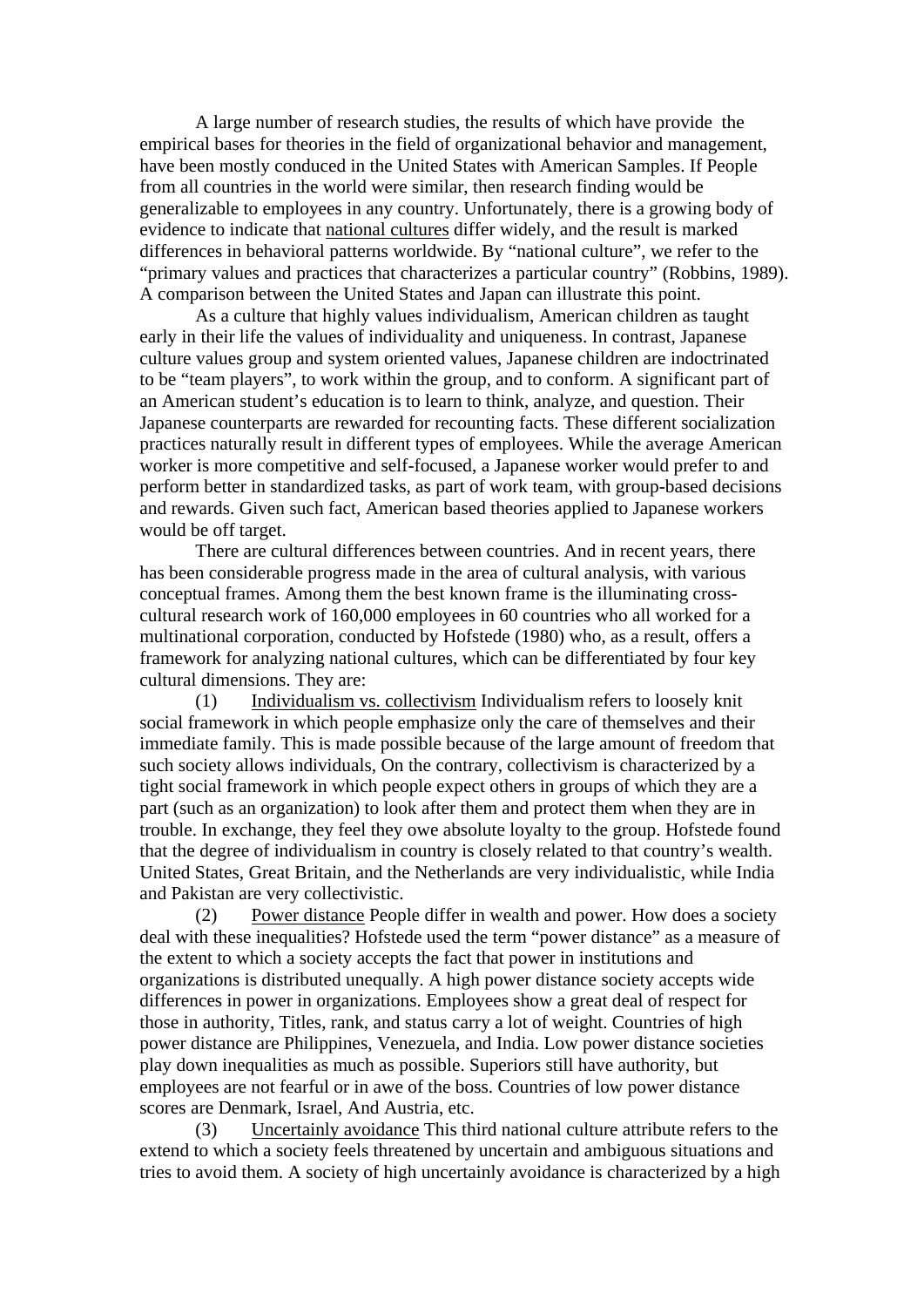A large number of research studies, the results of which have provide the empirical bases for theories in the field of organizational behavior and management, have been mostly conduced in the United States with American Samples. If People from all countries in the world were similar, then research finding would be generalizable to employees in any country. Unfortunately, there is a growing body of evidence to indicate that <u>national cultures</u> differ widely, and the result is marked differences in behavioral patterns worldwide. By "national culture", we refer to the "primary values and practices that characterizes a particular country" (Robbins, 1989). A comparison between the United States and Japan can illustrate this point.

As a culture that highly values individualism, American children as taught early in their life the values of individuality and uniqueness. In contrast, Japanese culture values group and system oriented values, Japanese children are indoctrinated to be "team players", to work within the group, and to conform. A significant part of an American student's education is to learn to think, analyze, and question. Their Japanese counterparts are rewarded for recounting facts. These different socialization practices naturally result in different types of employees. While the average American worker is more competitive and self-focused, a Japanese worker would prefer to and perform better in standardized tasks, as part of work team, with group-based decisions and rewards. Given such fact, American based theories applied to Japanese workers would be off target.

There are cultural differences between countries. And in recent years, there has been considerable progress made in the area of cultural analysis, with various conceptual frames. Among them the best known frame is the illuminating cross-cultural research work of 160,000 employees in 60 countries who all worked for a multinational corporation, conducted by Hofstede (1980) who, as a result, offers a framework for analyzing national cultures, which can be differentiated by four key cultural dimensions. They are:

(1) <u>Individualism vs. collectivism</u> Individualism refers to loosely knit social framework in which people emphasize only the care of themselves and their immediate family. This is made possible because of the large amount of freedom that such society allows individuals, On the contrary, collectivism is characterized by a tight social framework in which people expect others in groups of which they are a part (such as an organization) to look after them and protect them when they are in trouble. In exchange, they feel they owe absolute loyalty to the group. Hofstede found that the degree of individualism in country is closely related to that country's wealth. United States, Great Britain, and the Netherlands are very individualistic, while India and Pakistan are very collectivistic.

(2) <u>Power distance</u> People differ in wealth and power. How does a society deal with these inequalities? Hofstede used the term "power distance" as a measure of the extent to which a society accepts the fact that power in institutions and organizations is distributed unequally. A high power distance society accepts wide differences in power in organizations. Employees show a great deal of respect for those in authority, Titles, rank, and status carry a lot of weight. Countries of high power distance are Philippines, Venezuela, and India. Low power distance societies play down inequalities as much as possible. Superiors still have authority, but employees are not fearful or in awe of the boss. Countries of low power distance scores are Denmark, Israel, And Austria, etc.

(3) <u>Uncertainly avoidance</u> This third national culture attribute refers to the extend to which a society feels threatened by uncertain and ambiguous situations and tries to avoid them. A society of high uncertainly avoidance is characterized by a high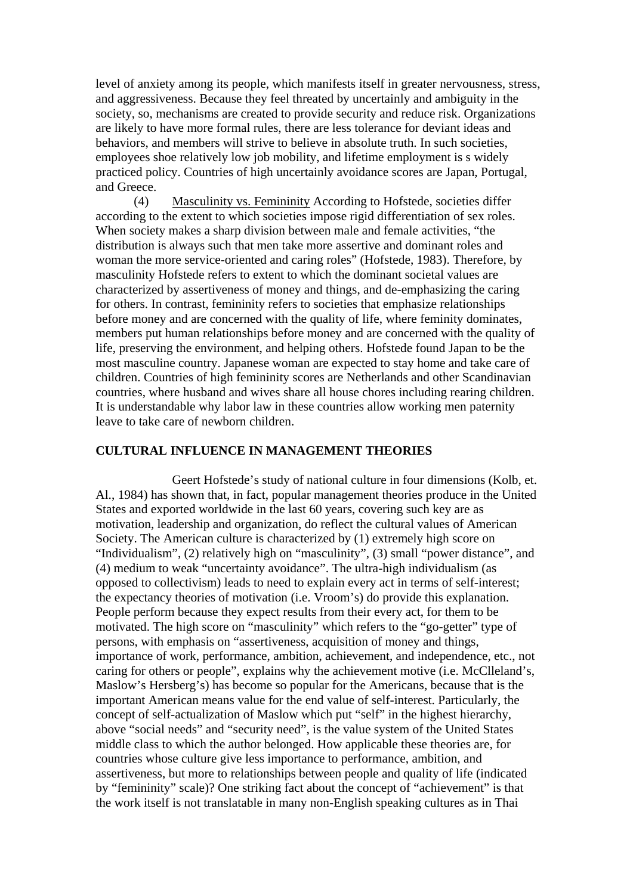level of anxiety among its people, which manifests itself in greater nervousness, stress, and aggressiveness. Because they feel threated by uncertainly and ambiguity in the society, so, mechanisms are created to provide security and reduce risk. Organizations are likely to have more formal rules, there are less tolerance for deviant ideas and behaviors, and members will strive to believe in absolute truth. In such societies, employees shoe relatively low job mobility, and lifetime employment is s widely practiced policy. Countries of high uncertainly avoidance scores are Japan, Portugal, and Greece.

(4) Masculinity vs. Femininity According to Hofstede, societies differ according to the extent to which societies impose rigid differentiation of sex roles. When society makes a sharp division between male and female activities, "the distribution is always such that men take more assertive and dominant roles and woman the more service-oriented and caring roles" (Hofstede, 1983). Therefore, by masculinity Hofstede refers to extent to which the dominant societal values are characterized by assertiveness of money and things, and de-emphasizing the caring for others. In contrast, femininity refers to societies that emphasize relationships before money and are concerned with the quality of life, where feminity dominates, members put human relationships before money and are concerned with the quality of life, preserving the environment, and helping others. Hofstede found Japan to be the most masculine country. Japanese woman are expected to stay home and take care of children. Countries of high femininity scores are Netherlands and other Scandinavian countries, where husband and wives share all house chores including rearing children. It is understandable why labor law in these countries allow working men paternity leave to take care of newborn children.

## CULTURAL INFLUENCE IN MANAGEMENT THEORIES

Geert Hofstede's study of national culture in four dimensions (Kolb, et. Al., 1984) has shown that, in fact, popular management theories produce in the United States and exported worldwide in the last 60 years, covering such key are as motivation, leadership and organization, do reflect the cultural values of American Society. The American culture is characterized by (1) extremely high score on "Individualism", (2) relatively high on "masculinity", (3) small "power distance", and (4) medium to weak "uncertainty avoidance". The ultra-high individualism (as opposed to collectivism) leads to need to explain every act in terms of self-interest; the expectancy theories of motivation (i.e. Vroom's) do provide this explanation. People perform because they expect results from their every act, for them to be motivated. The high score on "masculinity" which refers to the "go-getter" type of persons, with emphasis on "assertiveness, acquisition of money and things, importance of work, performance, ambition, achievement, and independence, etc., not caring for others or people", explains why the achievement motive (i.e. McClleland's, Maslow's Hersberg's) has become so popular for the Americans, because that is the important American means value for the end value of self-interest. Particularly, the concept of self-actualization of Maslow which put "self" in the highest hierarchy, above "social needs" and "security need", is the value system of the United States middle class to which the author belonged. How applicable these theories are, for countries whose culture give less importance to performance, ambition, and assertiveness, but more to relationships between people and quality of life (indicated by "femininity" scale)? One striking fact about the concept of "achievement" is that the work itself is not translatable in many non-English speaking cultures as in Thai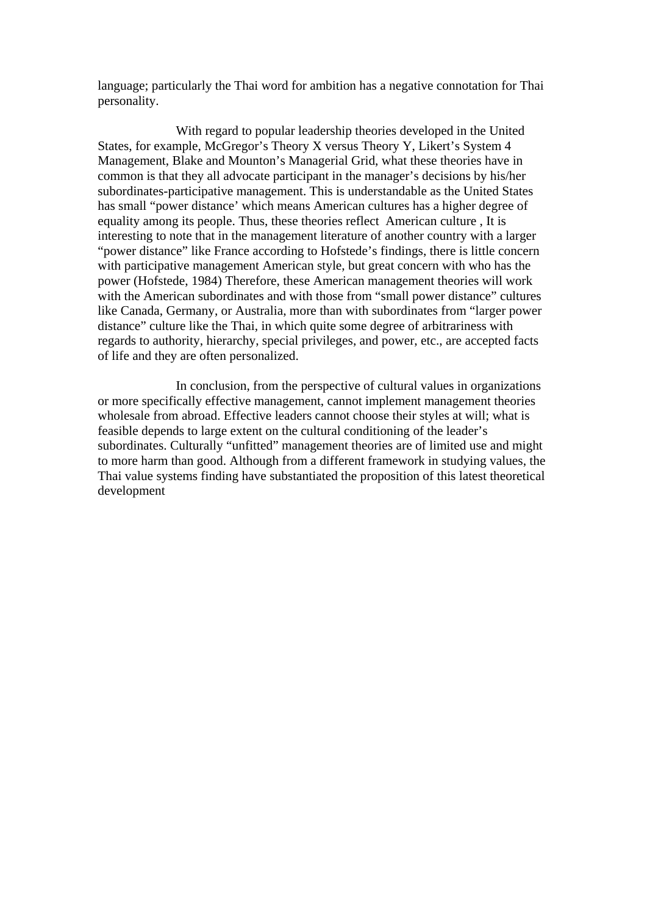language; particularly the Thai word for ambition has a negative connotation for Thai personality.

With regard to popular leadership theories developed in the United States, for example, McGregor's Theory X versus Theory Y, Likert's System 4 Management, Blake and Mounton's Managerial Grid, what these theories have in common is that they all advocate participant in the manager's decisions by his/her subordinates-participative management. This is understandable as the United States has small "power distance' which means American cultures has a higher degree of equality among its people. Thus, these theories reflect  American culture , It is interesting to note that in the management literature of another country with a larger "power distance" like France according to Hofstede's findings, there is little concern with participative management American style, but great concern with who has the power (Hofstede, 1984) Therefore, these American management theories will work with the American subordinates and with those from "small power distance" cultures like Canada, Germany, or Australia, more than with subordinates from "larger power distance" culture like the Thai, in which quite some degree of arbitrariness with regards to authority, hierarchy, special privileges, and power, etc., are accepted facts of life and they are often personalized.

In conclusion, from the perspective of cultural values in organizations or more specifically effective management, cannot implement management theories wholesale from abroad. Effective leaders cannot choose their styles at will; what is feasible depends to large extent on the cultural conditioning of the leader's subordinates. Culturally "unfitted" management theories are of limited use and might to more harm than good. Although from a different framework in studying values, the Thai value systems finding have substantiated the proposition of this latest theoretical development